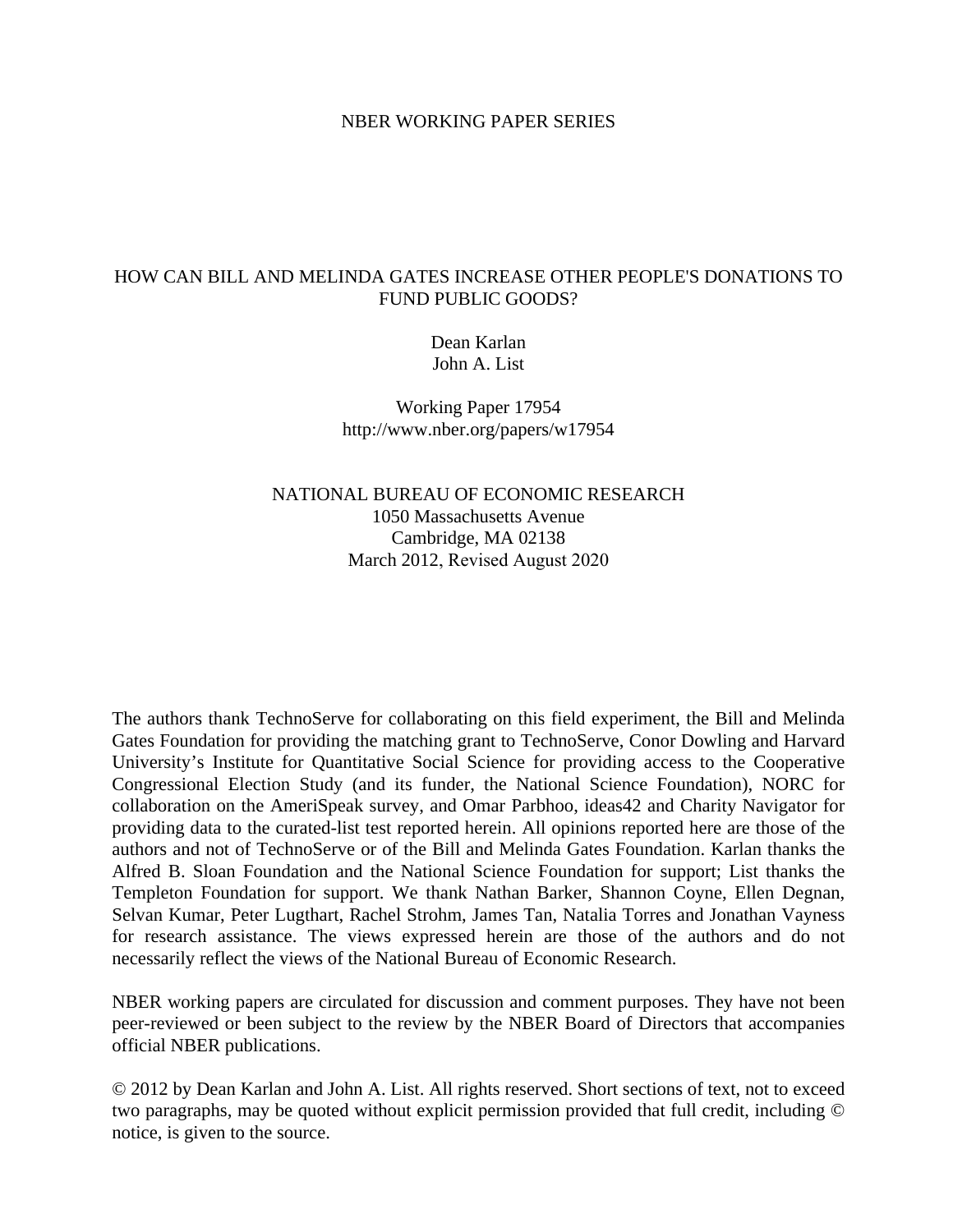NBER WORKING PAPER SERIES

# HOW CAN BILL AND MELINDA GATES INCREASE OTHER PEOPLE'S DONATIONS TO FUND PUBLIC GOODS?

Dean Karlan
John A. List

Working Paper 17954
http://www.nber.org/papers/w17954

NATIONAL BUREAU OF ECONOMIC RESEARCH
1050 Massachusetts Avenue
Cambridge, MA 02138
March 2012, Revised August 2020

The authors thank TechnoServe for collaborating on this field experiment, the Bill and Melinda Gates Foundation for providing the matching grant to TechnoServe, Conor Dowling and Harvard University's Institute for Quantitative Social Science for providing access to the Cooperative Congressional Election Study (and its funder, the National Science Foundation), NORC for collaboration on the AmeriSpeak survey, and Omar Parbhoo, ideas42 and Charity Navigator for providing data to the curated-list test reported herein. All opinions reported here are those of the authors and not of TechnoServe or of the Bill and Melinda Gates Foundation. Karlan thanks the Alfred B. Sloan Foundation and the National Science Foundation for support; List thanks the Templeton Foundation for support. We thank Nathan Barker, Shannon Coyne, Ellen Degnan, Selvan Kumar, Peter Lugthart, Rachel Strohm, James Tan, Natalia Torres and Jonathan Vayness for research assistance. The views expressed herein are those of the authors and do not necessarily reflect the views of the National Bureau of Economic Research.

NBER working papers are circulated for discussion and comment purposes. They have not been peer-reviewed or been subject to the review by the NBER Board of Directors that accompanies official NBER publications.

© 2012 by Dean Karlan and John A. List. All rights reserved. Short sections of text, not to exceed two paragraphs, may be quoted without explicit permission provided that full credit, including © notice, is given to the source.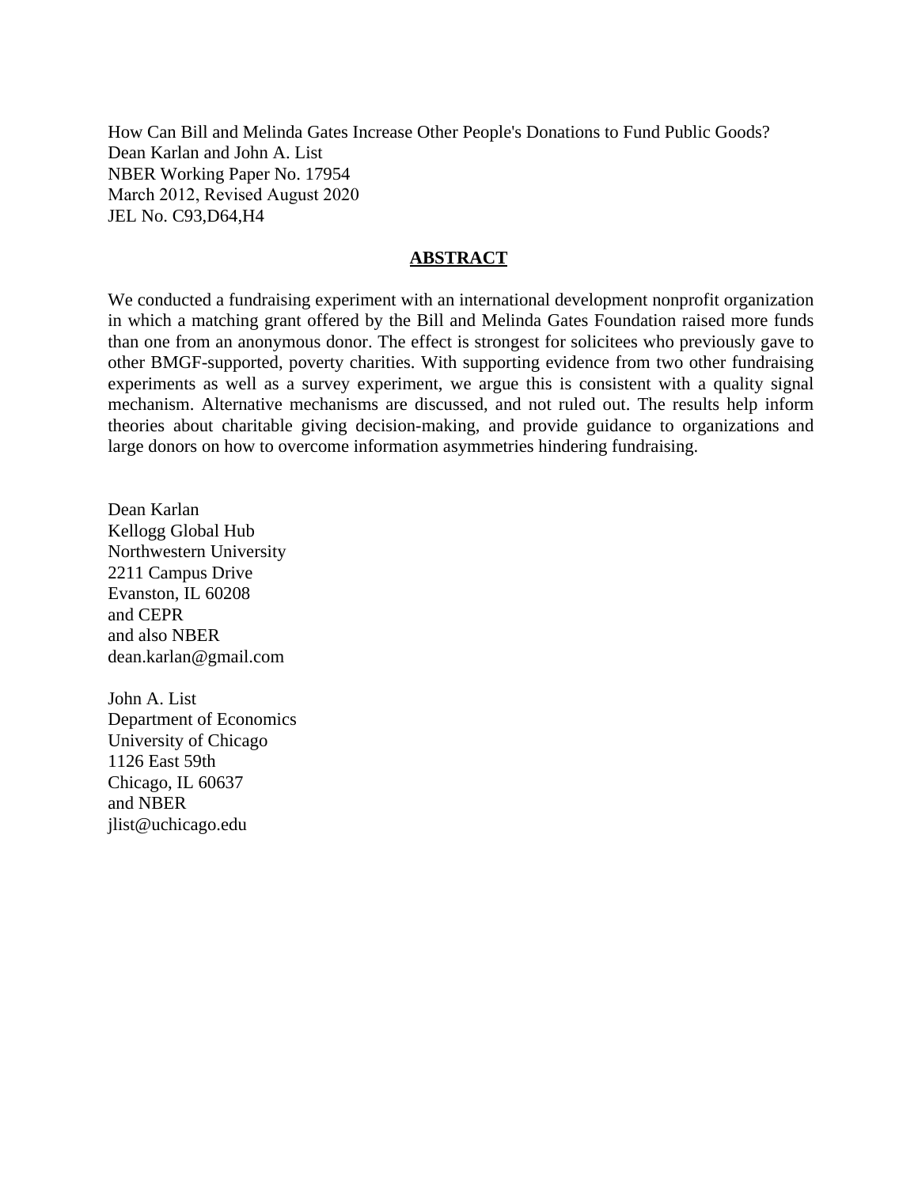How Can Bill and Melinda Gates Increase Other People's Donations to Fund Public Goods?
Dean Karlan and John A. List
NBER Working Paper No. 17954
March 2012, Revised August 2020
JEL No. C93,D64,H4

## ABSTRACT

We conducted a fundraising experiment with an international development nonprofit organization in which a matching grant offered by the Bill and Melinda Gates Foundation raised more funds than one from an anonymous donor. The effect is strongest for solicitees who previously gave to other BMGF-supported, poverty charities. With supporting evidence from two other fundraising experiments as well as a survey experiment, we argue this is consistent with a quality signal mechanism. Alternative mechanisms are discussed, and not ruled out. The results help inform theories about charitable giving decision-making, and provide guidance to organizations and large donors on how to overcome information asymmetries hindering fundraising.

Dean Karlan
Kellogg Global Hub
Northwestern University
2211 Campus Drive
Evanston, IL 60208
and CEPR
and also NBER
dean.karlan@gmail.com

John A. List
Department of Economics
University of Chicago
1126 East 59th
Chicago, IL 60637
and NBER
jlist@uchicago.edu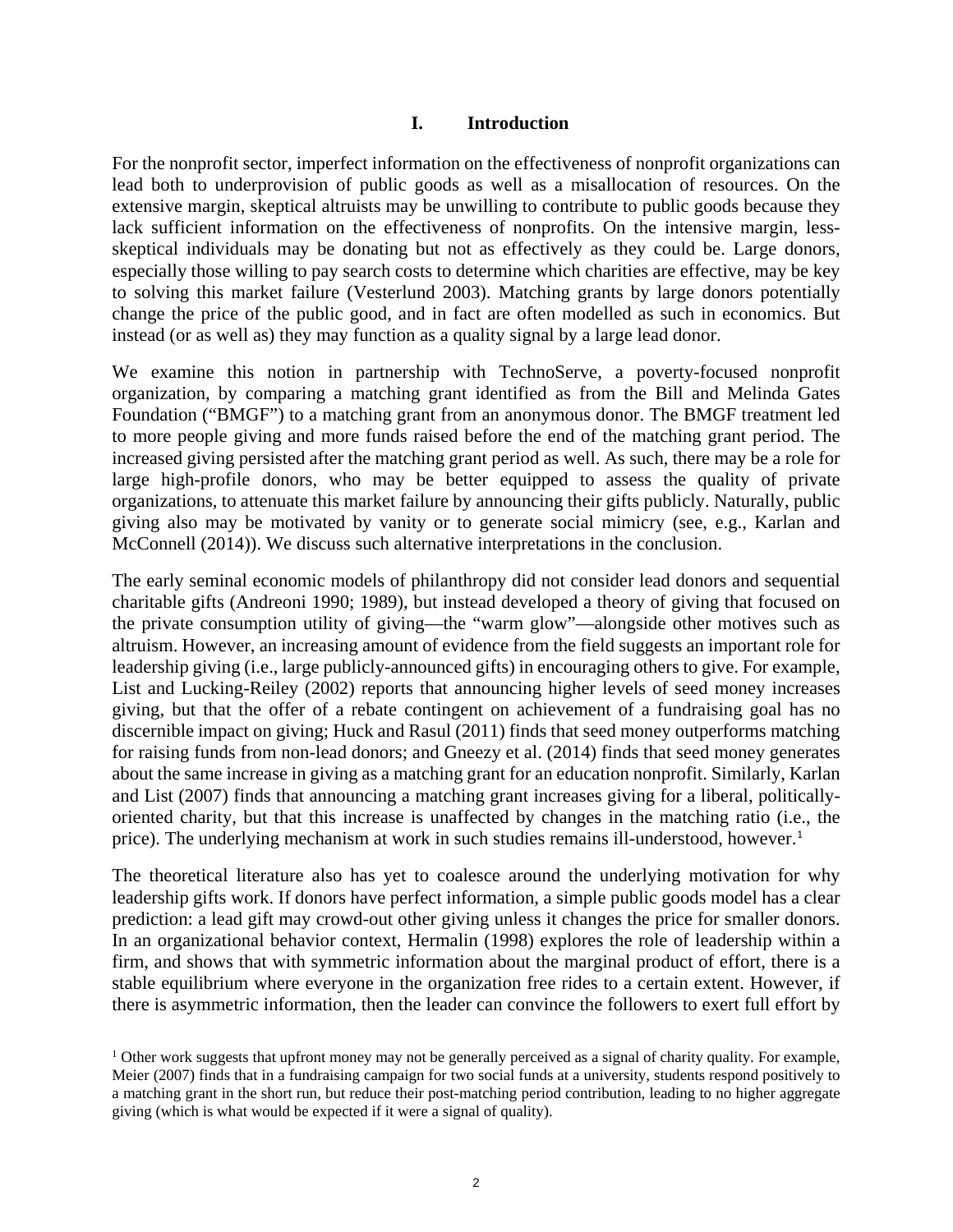## I. Introduction

For the nonprofit sector, imperfect information on the effectiveness of nonprofit organizations can lead both to underprovision of public goods as well as a misallocation of resources. On the extensive margin, skeptical altruists may be unwilling to contribute to public goods because they lack sufficient information on the effectiveness of nonprofits. On the intensive margin, less-skeptical individuals may be donating but not as effectively as they could be. Large donors, especially those willing to pay search costs to determine which charities are effective, may be key to solving this market failure (Vesterlund 2003). Matching grants by large donors potentially change the price of the public good, and in fact are often modelled as such in economics. But instead (or as well as) they may function as a quality signal by a large lead donor.

We examine this notion in partnership with TechnoServe, a poverty-focused nonprofit organization, by comparing a matching grant identified as from the Bill and Melinda Gates Foundation ("BMGF") to a matching grant from an anonymous donor. The BMGF treatment led to more people giving and more funds raised before the end of the matching grant period. The increased giving persisted after the matching grant period as well. As such, there may be a role for large high-profile donors, who may be better equipped to assess the quality of private organizations, to attenuate this market failure by announcing their gifts publicly. Naturally, public giving also may be motivated by vanity or to generate social mimicry (see, e.g., Karlan and McConnell (2014)). We discuss such alternative interpretations in the conclusion.

The early seminal economic models of philanthropy did not consider lead donors and sequential charitable gifts (Andreoni 1990; 1989), but instead developed a theory of giving that focused on the private consumption utility of giving—the "warm glow"—alongside other motives such as altruism. However, an increasing amount of evidence from the field suggests an important role for leadership giving (i.e., large publicly-announced gifts) in encouraging others to give. For example, List and Lucking-Reiley (2002) reports that announcing higher levels of seed money increases giving, but that the offer of a rebate contingent on achievement of a fundraising goal has no discernible impact on giving; Huck and Rasul (2011) finds that seed money outperforms matching for raising funds from non-lead donors; and Gneezy et al. (2014) finds that seed money generates about the same increase in giving as a matching grant for an education nonprofit. Similarly, Karlan and List (2007) finds that announcing a matching grant increases giving for a liberal, politically-oriented charity, but that this increase is unaffected by changes in the matching ratio (i.e., the price). The underlying mechanism at work in such studies remains ill-understood, however.[1]

The theoretical literature also has yet to coalesce around the underlying motivation for why leadership gifts work. If donors have perfect information, a simple public goods model has a clear prediction: a lead gift may crowd-out other giving unless it changes the price for smaller donors. In an organizational behavior context, Hermalin (1998) explores the role of leadership within a firm, and shows that with symmetric information about the marginal product of effort, there is a stable equilibrium where everyone in the organization free rides to a certain extent. However, if there is asymmetric information, then the leader can convince the followers to exert full effort by

[1] Other work suggests that upfront money may not be generally perceived as a signal of charity quality. For example, Meier (2007) finds that in a fundraising campaign for two social funds at a university, students respond positively to a matching grant in the short run, but reduce their post-matching period contribution, leading to no higher aggregate giving (which is what would be expected if it were a signal of quality).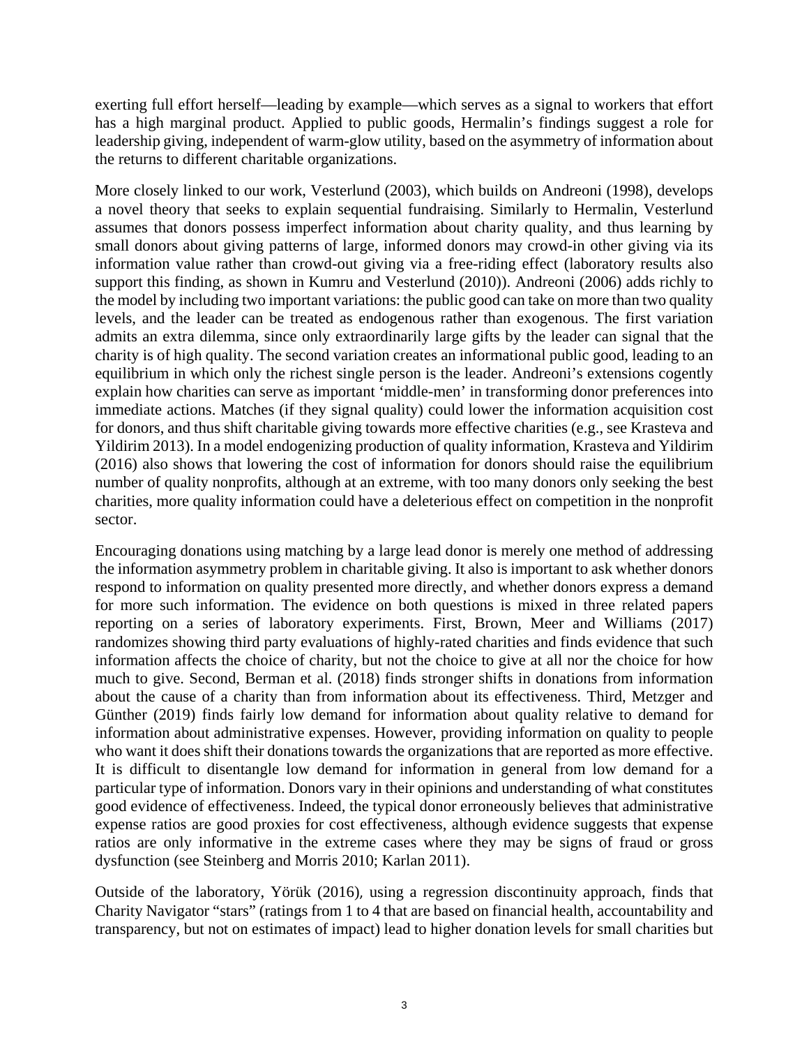exerting full effort herself—leading by example—which serves as a signal to workers that effort has a high marginal product. Applied to public goods, Hermalin's findings suggest a role for leadership giving, independent of warm-glow utility, based on the asymmetry of information about the returns to different charitable organizations.

More closely linked to our work, Vesterlund (2003), which builds on Andreoni (1998), develops a novel theory that seeks to explain sequential fundraising. Similarly to Hermalin, Vesterlund assumes that donors possess imperfect information about charity quality, and thus learning by small donors about giving patterns of large, informed donors may crowd-in other giving via its information value rather than crowd-out giving via a free-riding effect (laboratory results also support this finding, as shown in Kumru and Vesterlund (2010)). Andreoni (2006) adds richly to the model by including two important variations: the public good can take on more than two quality levels, and the leader can be treated as endogenous rather than exogenous. The first variation admits an extra dilemma, since only extraordinarily large gifts by the leader can signal that the charity is of high quality. The second variation creates an informational public good, leading to an equilibrium in which only the richest single person is the leader. Andreoni's extensions cogently explain how charities can serve as important 'middle-men' in transforming donor preferences into immediate actions. Matches (if they signal quality) could lower the information acquisition cost for donors, and thus shift charitable giving towards more effective charities (e.g., see Krasteva and Yildirim 2013). In a model endogenizing production of quality information, Krasteva and Yildirim (2016) also shows that lowering the cost of information for donors should raise the equilibrium number of quality nonprofits, although at an extreme, with too many donors only seeking the best charities, more quality information could have a deleterious effect on competition in the nonprofit sector.

Encouraging donations using matching by a large lead donor is merely one method of addressing the information asymmetry problem in charitable giving. It also is important to ask whether donors respond to information on quality presented more directly, and whether donors express a demand for more such information. The evidence on both questions is mixed in three related papers reporting on a series of laboratory experiments. First, Brown, Meer and Williams (2017) randomizes showing third party evaluations of highly-rated charities and finds evidence that such information affects the choice of charity, but not the choice to give at all nor the choice for how much to give. Second, Berman et al. (2018) finds stronger shifts in donations from information about the cause of a charity than from information about its effectiveness. Third, Metzger and Günther (2019) finds fairly low demand for information about quality relative to demand for information about administrative expenses. However, providing information on quality to people who want it does shift their donations towards the organizations that are reported as more effective. It is difficult to disentangle low demand for information in general from low demand for a particular type of information. Donors vary in their opinions and understanding of what constitutes good evidence of effectiveness. Indeed, the typical donor erroneously believes that administrative expense ratios are good proxies for cost effectiveness, although evidence suggests that expense ratios are only informative in the extreme cases where they may be signs of fraud or gross dysfunction (see Steinberg and Morris 2010; Karlan 2011).

Outside of the laboratory, Yörük (2016), using a regression discontinuity approach, finds that Charity Navigator "stars" (ratings from 1 to 4 that are based on financial health, accountability and transparency, but not on estimates of impact) lead to higher donation levels for small charities but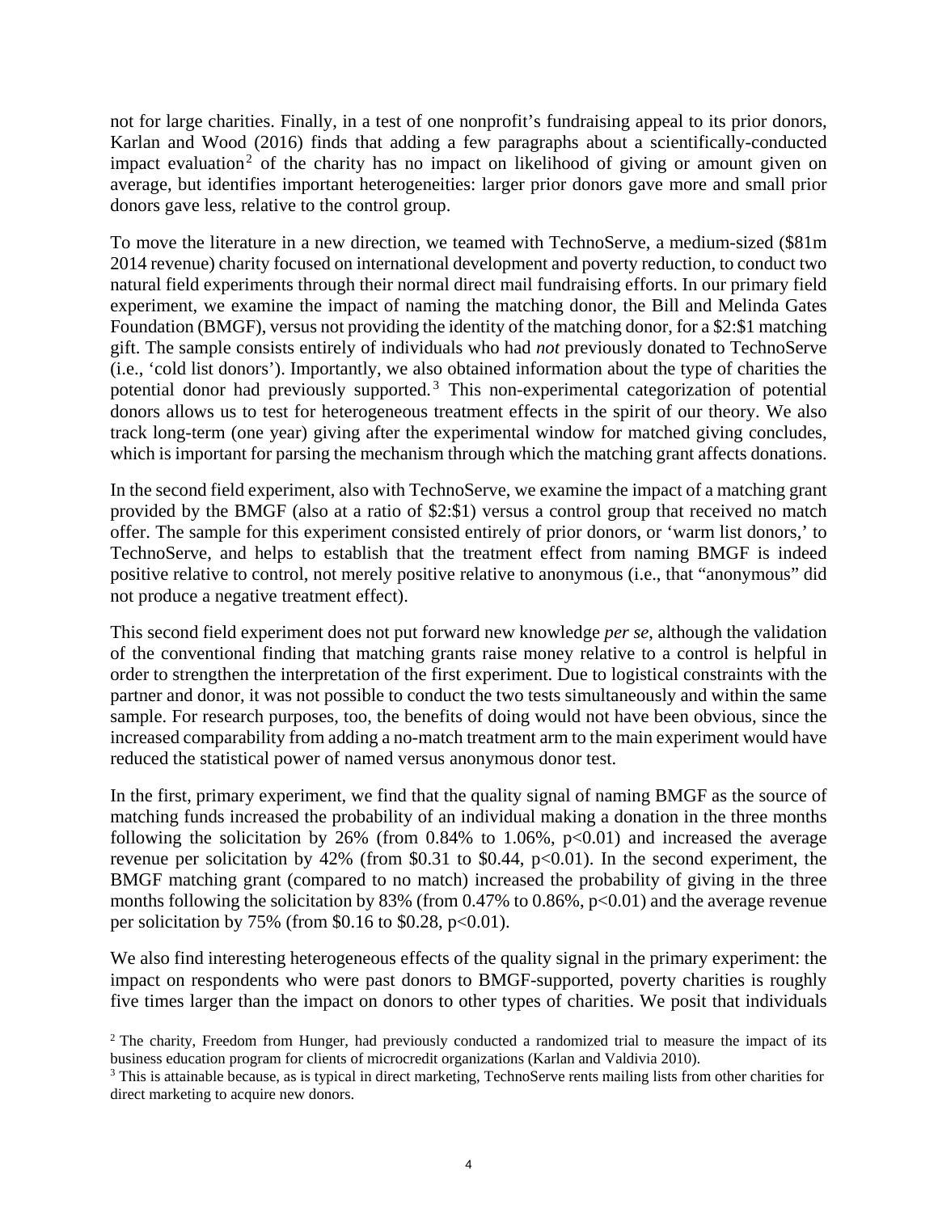not for large charities. Finally, in a test of one nonprofit's fundraising appeal to its prior donors, Karlan and Wood (2016) finds that adding a few paragraphs about a scientifically-conducted impact evaluation[2] of the charity has no impact on likelihood of giving or amount given on average, but identifies important heterogeneities: larger prior donors gave more and small prior donors gave less, relative to the control group.

To move the literature in a new direction, we teamed with TechnoServe, a medium-sized ($81m 2014 revenue) charity focused on international development and poverty reduction, to conduct two natural field experiments through their normal direct mail fundraising efforts. In our primary field experiment, we examine the impact of naming the matching donor, the Bill and Melinda Gates Foundation (BMGF), versus not providing the identity of the matching donor, for a $2:$1 matching gift. The sample consists entirely of individuals who had *not* previously donated to TechnoServe (i.e., 'cold list donors'). Importantly, we also obtained information about the type of charities the potential donor had previously supported.[3] This non-experimental categorization of potential donors allows us to test for heterogeneous treatment effects in the spirit of our theory. We also track long-term (one year) giving after the experimental window for matched giving concludes, which is important for parsing the mechanism through which the matching grant affects donations.

In the second field experiment, also with TechnoServe, we examine the impact of a matching grant provided by the BMGF (also at a ratio of $2:$1) versus a control group that received no match offer. The sample for this experiment consisted entirely of prior donors, or 'warm list donors,' to TechnoServe, and helps to establish that the treatment effect from naming BMGF is indeed positive relative to control, not merely positive relative to anonymous (i.e., that "anonymous" did not produce a negative treatment effect).

This second field experiment does not put forward new knowledge *per se*, although the validation of the conventional finding that matching grants raise money relative to a control is helpful in order to strengthen the interpretation of the first experiment. Due to logistical constraints with the partner and donor, it was not possible to conduct the two tests simultaneously and within the same sample. For research purposes, too, the benefits of doing would not have been obvious, since the increased comparability from adding a no-match treatment arm to the main experiment would have reduced the statistical power of named versus anonymous donor test.

In the first, primary experiment, we find that the quality signal of naming BMGF as the source of matching funds increased the probability of an individual making a donation in the three months following the solicitation by 26% (from 0.84% to 1.06%, $p<0.01$) and increased the average revenue per solicitation by 42% (from $0.31 to $0.44, $p<0.01$). In the second experiment, the BMGF matching grant (compared to no match) increased the probability of giving in the three months following the solicitation by 83% (from 0.47% to 0.86%, $p<0.01$) and the average revenue per solicitation by 75% (from $0.16 to $0.28, $p<0.01$).

We also find interesting heterogeneous effects of the quality signal in the primary experiment: the impact on respondents who were past donors to BMGF-supported, poverty charities is roughly five times larger than the impact on donors to other types of charities. We posit that individuals

[2] The charity, Freedom from Hunger, had previously conducted a randomized trial to measure the impact of its business education program for clients of microcredit organizations (Karlan and Valdivia 2010).

[3] This is attainable because, as is typical in direct marketing, TechnoServe rents mailing lists from other charities for direct marketing to acquire new donors.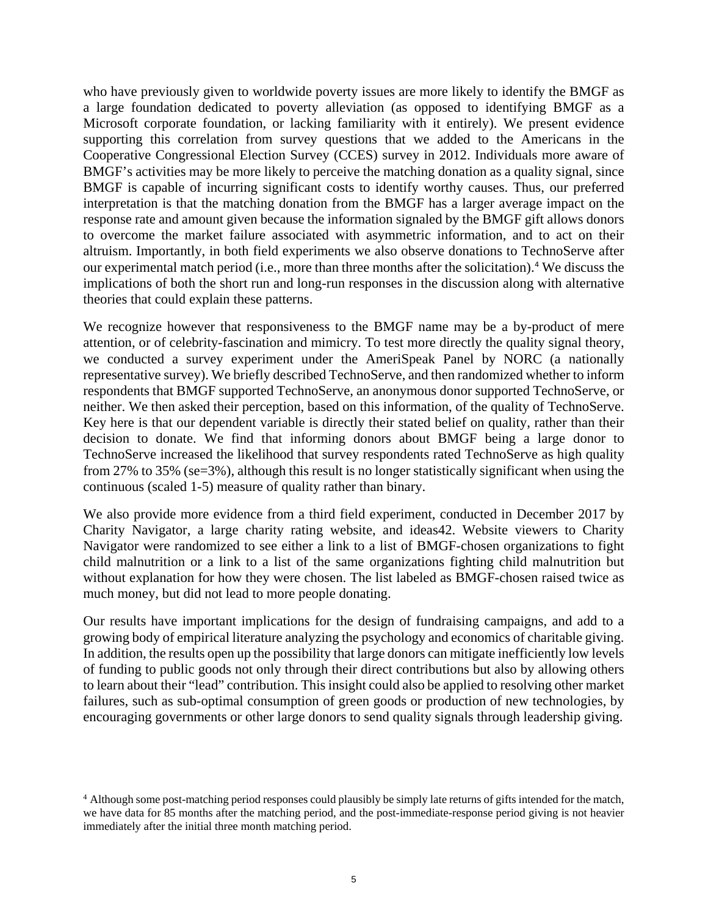who have previously given to worldwide poverty issues are more likely to identify the BMGF as a large foundation dedicated to poverty alleviation (as opposed to identifying BMGF as a Microsoft corporate foundation, or lacking familiarity with it entirely). We present evidence supporting this correlation from survey questions that we added to the Americans in the Cooperative Congressional Election Survey (CCES) survey in 2012. Individuals more aware of BMGF's activities may be more likely to perceive the matching donation as a quality signal, since BMGF is capable of incurring significant costs to identify worthy causes. Thus, our preferred interpretation is that the matching donation from the BMGF has a larger average impact on the response rate and amount given because the information signaled by the BMGF gift allows donors to overcome the market failure associated with asymmetric information, and to act on their altruism. Importantly, in both field experiments we also observe donations to TechnoServe after our experimental match period (i.e., more than three months after the solicitation).[4] We discuss the implications of both the short run and long-run responses in the discussion along with alternative theories that could explain these patterns.

We recognize however that responsiveness to the BMGF name may be a by-product of mere attention, or of celebrity-fascination and mimicry. To test more directly the quality signal theory, we conducted a survey experiment under the AmeriSpeak Panel by NORC (a nationally representative survey). We briefly described TechnoServe, and then randomized whether to inform respondents that BMGF supported TechnoServe, an anonymous donor supported TechnoServe, or neither. We then asked their perception, based on this information, of the quality of TechnoServe. Key here is that our dependent variable is directly their stated belief on quality, rather than their decision to donate. We find that informing donors about BMGF being a large donor to TechnoServe increased the likelihood that survey respondents rated TechnoServe as high quality from 27% to 35% (se=3%), although this result is no longer statistically significant when using the continuous (scaled 1-5) measure of quality rather than binary.

We also provide more evidence from a third field experiment, conducted in December 2017 by Charity Navigator, a large charity rating website, and ideas42. Website viewers to Charity Navigator were randomized to see either a link to a list of BMGF-chosen organizations to fight child malnutrition or a link to a list of the same organizations fighting child malnutrition but without explanation for how they were chosen. The list labeled as BMGF-chosen raised twice as much money, but did not lead to more people donating.

Our results have important implications for the design of fundraising campaigns, and add to a growing body of empirical literature analyzing the psychology and economics of charitable giving. In addition, the results open up the possibility that large donors can mitigate inefficiently low levels of funding to public goods not only through their direct contributions but also by allowing others to learn about their "lead" contribution. This insight could also be applied to resolving other market failures, such as sub-optimal consumption of green goods or production of new technologies, by encouraging governments or other large donors to send quality signals through leadership giving.

[4] Although some post-matching period responses could plausibly be simply late returns of gifts intended for the match, we have data for 85 months after the matching period, and the post-immediate-response period giving is not heavier immediately after the initial three month matching period.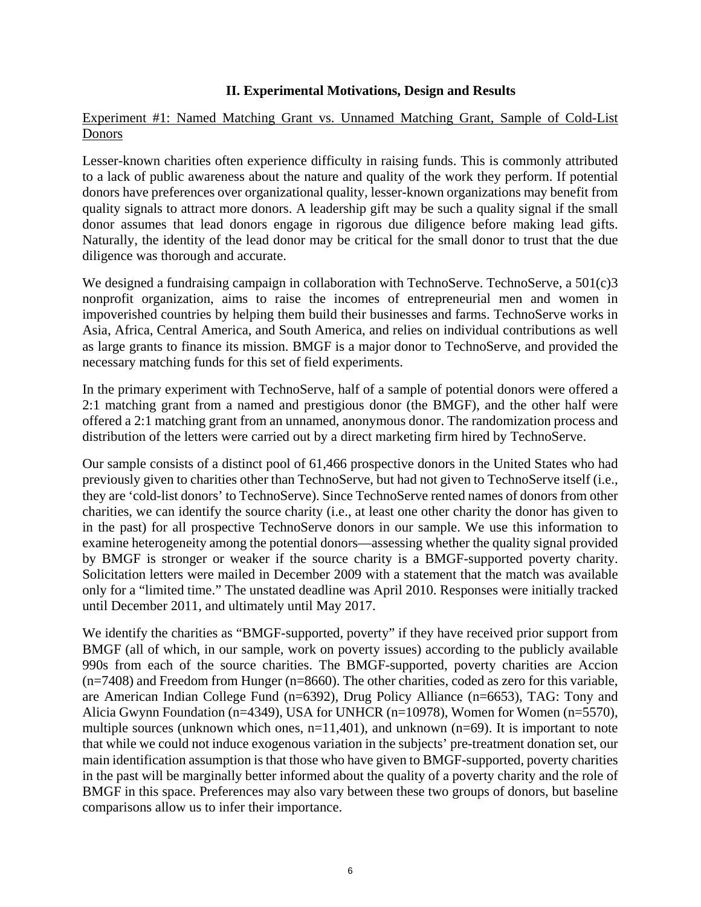## II. Experimental Motivations, Design and Results

Experiment #1: Named Matching Grant vs. Unnamed Matching Grant, Sample of Cold-List Donors

Lesser-known charities often experience difficulty in raising funds. This is commonly attributed to a lack of public awareness about the nature and quality of the work they perform. If potential donors have preferences over organizational quality, lesser-known organizations may benefit from quality signals to attract more donors. A leadership gift may be such a quality signal if the small donor assumes that lead donors engage in rigorous due diligence before making lead gifts. Naturally, the identity of the lead donor may be critical for the small donor to trust that the due diligence was thorough and accurate.

We designed a fundraising campaign in collaboration with TechnoServe. TechnoServe, a 501(c)3 nonprofit organization, aims to raise the incomes of entrepreneurial men and women in impoverished countries by helping them build their businesses and farms. TechnoServe works in Asia, Africa, Central America, and South America, and relies on individual contributions as well as large grants to finance its mission. BMGF is a major donor to TechnoServe, and provided the necessary matching funds for this set of field experiments.

In the primary experiment with TechnoServe, half of a sample of potential donors were offered a 2:1 matching grant from a named and prestigious donor (the BMGF), and the other half were offered a 2:1 matching grant from an unnamed, anonymous donor. The randomization process and distribution of the letters were carried out by a direct marketing firm hired by TechnoServe.

Our sample consists of a distinct pool of 61,466 prospective donors in the United States who had previously given to charities other than TechnoServe, but had not given to TechnoServe itself (i.e., they are 'cold-list donors' to TechnoServe). Since TechnoServe rented names of donors from other charities, we can identify the source charity (i.e., at least one other charity the donor has given to in the past) for all prospective TechnoServe donors in our sample. We use this information to examine heterogeneity among the potential donors—assessing whether the quality signal provided by BMGF is stronger or weaker if the source charity is a BMGF-supported poverty charity. Solicitation letters were mailed in December 2009 with a statement that the match was available only for a "limited time." The unstated deadline was April 2010. Responses were initially tracked until December 2011, and ultimately until May 2017.

We identify the charities as "BMGF-supported, poverty" if they have received prior support from BMGF (all of which, in our sample, work on poverty issues) according to the publicly available 990s from each of the source charities. The BMGF-supported, poverty charities are Accion (n=7408) and Freedom from Hunger (n=8660). The other charities, coded as zero for this variable, are American Indian College Fund (n=6392), Drug Policy Alliance (n=6653), TAG: Tony and Alicia Gwynn Foundation (n=4349), USA for UNHCR (n=10978), Women for Women (n=5570), multiple sources (unknown which ones, n=11,401), and unknown (n=69). It is important to note that while we could not induce exogenous variation in the subjects' pre-treatment donation set, our main identification assumption is that those who have given to BMGF-supported, poverty charities in the past will be marginally better informed about the quality of a poverty charity and the role of BMGF in this space. Preferences may also vary between these two groups of donors, but baseline comparisons allow us to infer their importance.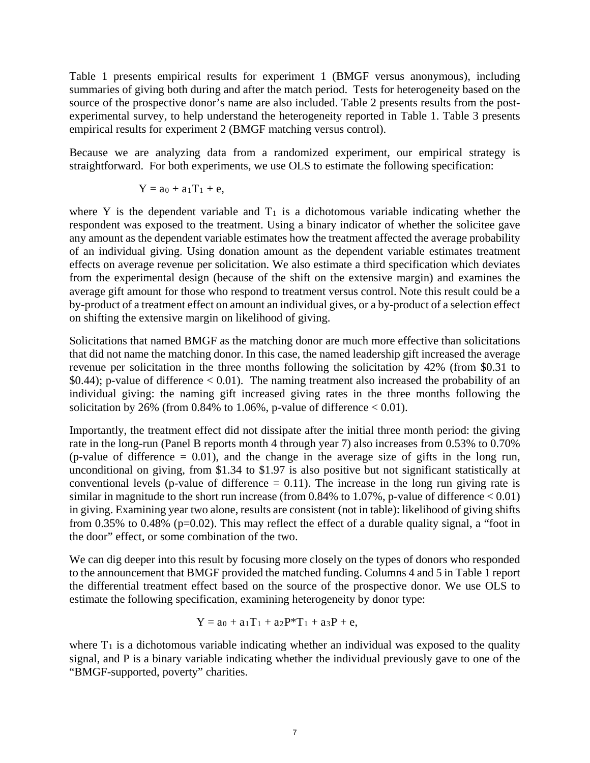Table 1 presents empirical results for experiment 1 (BMGF versus anonymous), including summaries of giving both during and after the match period. Tests for heterogeneity based on the source of the prospective donor's name are also included. Table 2 presents results from the post-experimental survey, to help understand the heterogeneity reported in Table 1. Table 3 presents empirical results for experiment 2 (BMGF matching versus control).

Because we are analyzing data from a randomized experiment, our empirical strategy is straightforward. For both experiments, we use OLS to estimate the following specification:

$$Y = a_0 + a_1 T_1 + e,$$

where Y is the dependent variable and $T_1$ is a dichotomous variable indicating whether the respondent was exposed to the treatment. Using a binary indicator of whether the solicitee gave any amount as the dependent variable estimates how the treatment affected the average probability of an individual giving. Using donation amount as the dependent variable estimates treatment effects on average revenue per solicitation. We also estimate a third specification which deviates from the experimental design (because of the shift on the extensive margin) and examines the average gift amount for those who respond to treatment versus control. Note this result could be a by-product of a treatment effect on amount an individual gives, or a by-product of a selection effect on shifting the extensive margin on likelihood of giving.

Solicitations that named BMGF as the matching donor are much more effective than solicitations that did not name the matching donor. In this case, the named leadership gift increased the average revenue per solicitation in the three months following the solicitation by 42% (from \$0.31 to \$0.44); p-value of difference < 0.01). The naming treatment also increased the probability of an individual giving: the naming gift increased giving rates in the three months following the solicitation by 26% (from 0.84% to 1.06%, p-value of difference < 0.01).

Importantly, the treatment effect did not dissipate after the initial three month period: the giving rate in the long-run (Panel B reports month 4 through year 7) also increases from 0.53% to 0.70% (p-value of difference = 0.01), and the change in the average size of gifts in the long run, unconditional on giving, from \$1.34 to \$1.97 is also positive but not significant statistically at conventional levels (p-value of difference = 0.11). The increase in the long run giving rate is similar in magnitude to the short run increase (from 0.84% to 1.07%, p-value of difference < 0.01) in giving. Examining year two alone, results are consistent (not in table): likelihood of giving shifts from 0.35% to 0.48% (p=0.02). This may reflect the effect of a durable quality signal, a "foot in the door" effect, or some combination of the two.

We can dig deeper into this result by focusing more closely on the types of donors who responded to the announcement that BMGF provided the matched funding. Columns 4 and 5 in Table 1 report the differential treatment effect based on the source of the prospective donor. We use OLS to estimate the following specification, examining heterogeneity by donor type:

$$Y = a_0 + a_1 T_1 + a_2 P{*}T_1 + a_3 P + e,$$

where $T_1$ is a dichotomous variable indicating whether an individual was exposed to the quality signal, and P is a binary variable indicating whether the individual previously gave to one of the "BMGF-supported, poverty" charities.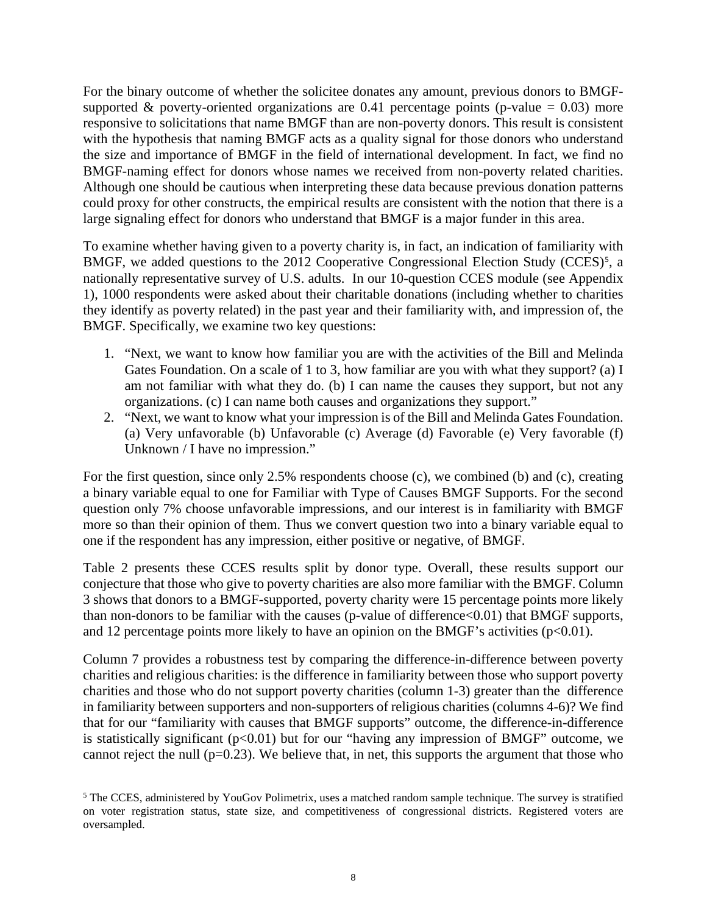For the binary outcome of whether the solicitee donates any amount, previous donors to BMGF-supported & poverty-oriented organizations are 0.41 percentage points (p-value = 0.03) more responsive to solicitations that name BMGF than are non-poverty donors. This result is consistent with the hypothesis that naming BMGF acts as a quality signal for those donors who understand the size and importance of BMGF in the field of international development. In fact, we find no BMGF-naming effect for donors whose names we received from non-poverty related charities. Although one should be cautious when interpreting these data because previous donation patterns could proxy for other constructs, the empirical results are consistent with the notion that there is a large signaling effect for donors who understand that BMGF is a major funder in this area.

To examine whether having given to a poverty charity is, in fact, an indication of familiarity with BMGF, we added questions to the 2012 Cooperative Congressional Election Study (CCES)[5], a nationally representative survey of U.S. adults. In our 10-question CCES module (see Appendix 1), 1000 respondents were asked about their charitable donations (including whether to charities they identify as poverty related) in the past year and their familiarity with, and impression of, the BMGF. Specifically, we examine two key questions:

1. "Next, we want to know how familiar you are with the activities of the Bill and Melinda Gates Foundation. On a scale of 1 to 3, how familiar are you with what they support? (a) I am not familiar with what they do. (b) I can name the causes they support, but not any organizations. (c) I can name both causes and organizations they support."
2. "Next, we want to know what your impression is of the Bill and Melinda Gates Foundation. (a) Very unfavorable (b) Unfavorable (c) Average (d) Favorable (e) Very favorable (f) Unknown / I have no impression."

For the first question, since only 2.5% respondents choose (c), we combined (b) and (c), creating a binary variable equal to one for Familiar with Type of Causes BMGF Supports. For the second question only 7% choose unfavorable impressions, and our interest is in familiarity with BMGF more so than their opinion of them. Thus we convert question two into a binary variable equal to one if the respondent has any impression, either positive or negative, of BMGF.

Table 2 presents these CCES results split by donor type. Overall, these results support our conjecture that those who give to poverty charities are also more familiar with the BMGF. Column 3 shows that donors to a BMGF-supported, poverty charity were 15 percentage points more likely than non-donors to be familiar with the causes (p-value of difference<0.01) that BMGF supports, and 12 percentage points more likely to have an opinion on the BMGF's activities (p<0.01).

Column 7 provides a robustness test by comparing the difference-in-difference between poverty charities and religious charities: is the difference in familiarity between those who support poverty charities and those who do not support poverty charities (column 1-3) greater than the difference in familiarity between supporters and non-supporters of religious charities (columns 4-6)? We find that for our "familiarity with causes that BMGF supports" outcome, the difference-in-difference is statistically significant (p<0.01) but for our "having any impression of BMGF" outcome, we cannot reject the null (p=0.23). We believe that, in net, this supports the argument that those who

[5] The CCES, administered by YouGov Polimetrix, uses a matched random sample technique. The survey is stratified on voter registration status, state size, and competitiveness of congressional districts. Registered voters are oversampled.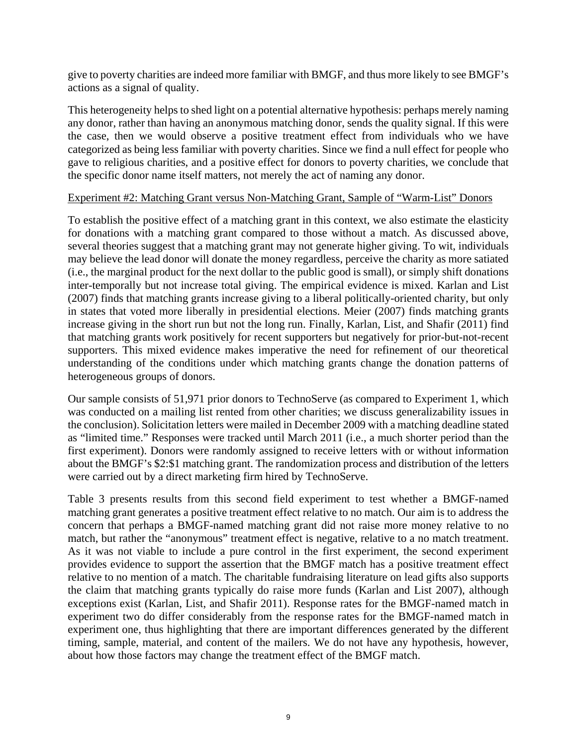give to poverty charities are indeed more familiar with BMGF, and thus more likely to see BMGF's actions as a signal of quality.

This heterogeneity helps to shed light on a potential alternative hypothesis: perhaps merely naming any donor, rather than having an anonymous matching donor, sends the quality signal. If this were the case, then we would observe a positive treatment effect from individuals who we have categorized as being less familiar with poverty charities. Since we find a null effect for people who gave to religious charities, and a positive effect for donors to poverty charities, we conclude that the specific donor name itself matters, not merely the act of naming any donor.

Experiment #2: Matching Grant versus Non-Matching Grant, Sample of "Warm-List" Donors

To establish the positive effect of a matching grant in this context, we also estimate the elasticity for donations with a matching grant compared to those without a match. As discussed above, several theories suggest that a matching grant may not generate higher giving. To wit, individuals may believe the lead donor will donate the money regardless, perceive the charity as more satiated (i.e., the marginal product for the next dollar to the public good is small), or simply shift donations inter-temporally but not increase total giving. The empirical evidence is mixed. Karlan and List (2007) finds that matching grants increase giving to a liberal politically-oriented charity, but only in states that voted more liberally in presidential elections. Meier (2007) finds matching grants increase giving in the short run but not the long run. Finally, Karlan, List, and Shafir (2011) find that matching grants work positively for recent supporters but negatively for prior-but-not-recent supporters. This mixed evidence makes imperative the need for refinement of our theoretical understanding of the conditions under which matching grants change the donation patterns of heterogeneous groups of donors.

Our sample consists of 51,971 prior donors to TechnoServe (as compared to Experiment 1, which was conducted on a mailing list rented from other charities; we discuss generalizability issues in the conclusion). Solicitation letters were mailed in December 2009 with a matching deadline stated as "limited time." Responses were tracked until March 2011 (i.e., a much shorter period than the first experiment). Donors were randomly assigned to receive letters with or without information about the BMGF's \$2:\$1 matching grant. The randomization process and distribution of the letters were carried out by a direct marketing firm hired by TechnoServe.

Table 3 presents results from this second field experiment to test whether a BMGF-named matching grant generates a positive treatment effect relative to no match. Our aim is to address the concern that perhaps a BMGF-named matching grant did not raise more money relative to no match, but rather the "anonymous" treatment effect is negative, relative to a no match treatment. As it was not viable to include a pure control in the first experiment, the second experiment provides evidence to support the assertion that the BMGF match has a positive treatment effect relative to no mention of a match. The charitable fundraising literature on lead gifts also supports the claim that matching grants typically do raise more funds (Karlan and List 2007), although exceptions exist (Karlan, List, and Shafir 2011). Response rates for the BMGF-named match in experiment two do differ considerably from the response rates for the BMGF-named match in experiment one, thus highlighting that there are important differences generated by the different timing, sample, material, and content of the mailers. We do not have any hypothesis, however, about how those factors may change the treatment effect of the BMGF match.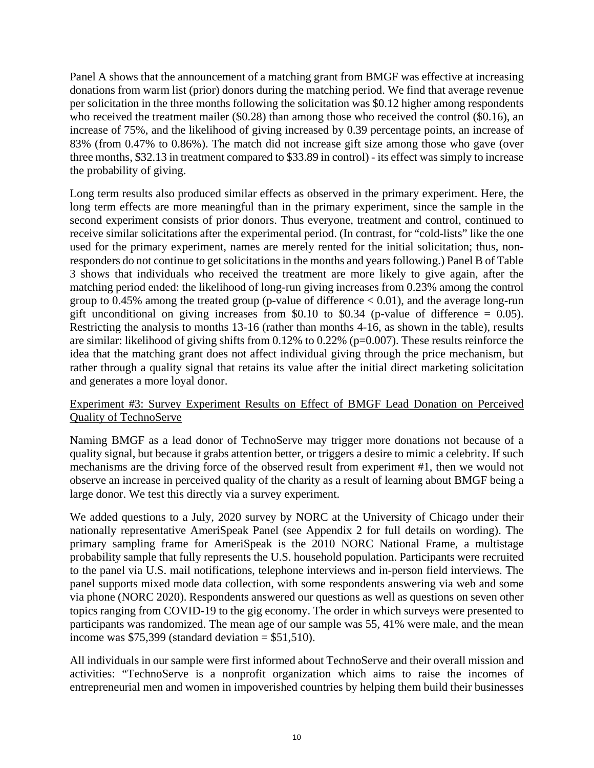Panel A shows that the announcement of a matching grant from BMGF was effective at increasing donations from warm list (prior) donors during the matching period. We find that average revenue per solicitation in the three months following the solicitation was \$0.12 higher among respondents who received the treatment mailer (\$0.28) than among those who received the control (\$0.16), an increase of 75%, and the likelihood of giving increased by 0.39 percentage points, an increase of 83% (from 0.47% to 0.86%). The match did not increase gift size among those who gave (over three months, \$32.13 in treatment compared to \$33.89 in control) - its effect was simply to increase the probability of giving.

Long term results also produced similar effects as observed in the primary experiment. Here, the long term effects are more meaningful than in the primary experiment, since the sample in the second experiment consists of prior donors. Thus everyone, treatment and control, continued to receive similar solicitations after the experimental period. (In contrast, for "cold-lists" like the one used for the primary experiment, names are merely rented for the initial solicitation; thus, non-responders do not continue to get solicitations in the months and years following.) Panel B of Table 3 shows that individuals who received the treatment are more likely to give again, after the matching period ended: the likelihood of long-run giving increases from 0.23% among the control group to 0.45% among the treated group (p-value of difference $< 0.01$), and the average long-run gift unconditional on giving increases from \$0.10 to \$0.34 (p-value of difference = 0.05). Restricting the analysis to months 13-16 (rather than months 4-16, as shown in the table), results are similar: likelihood of giving shifts from 0.12% to 0.22% (p=0.007). These results reinforce the idea that the matching grant does not affect individual giving through the price mechanism, but rather through a quality signal that retains its value after the initial direct marketing solicitation and generates a more loyal donor.

Experiment #3: Survey Experiment Results on Effect of BMGF Lead Donation on Perceived Quality of TechnoServe

Naming BMGF as a lead donor of TechnoServe may trigger more donations not because of a quality signal, but because it grabs attention better, or triggers a desire to mimic a celebrity. If such mechanisms are the driving force of the observed result from experiment #1, then we would not observe an increase in perceived quality of the charity as a result of learning about BMGF being a large donor. We test this directly via a survey experiment.

We added questions to a July, 2020 survey by NORC at the University of Chicago under their nationally representative AmeriSpeak Panel (see Appendix 2 for full details on wording). The primary sampling frame for AmeriSpeak is the 2010 NORC National Frame, a multistage probability sample that fully represents the U.S. household population. Participants were recruited to the panel via U.S. mail notifications, telephone interviews and in-person field interviews. The panel supports mixed mode data collection, with some respondents answering via web and some via phone (NORC 2020). Respondents answered our questions as well as questions on seven other topics ranging from COVID-19 to the gig economy. The order in which surveys were presented to participants was randomized. The mean age of our sample was 55, 41% were male, and the mean income was \$75,399 (standard deviation = \$51,510).

All individuals in our sample were first informed about TechnoServe and their overall mission and activities: "TechnoServe is a nonprofit organization which aims to raise the incomes of entrepreneurial men and women in impoverished countries by helping them build their businesses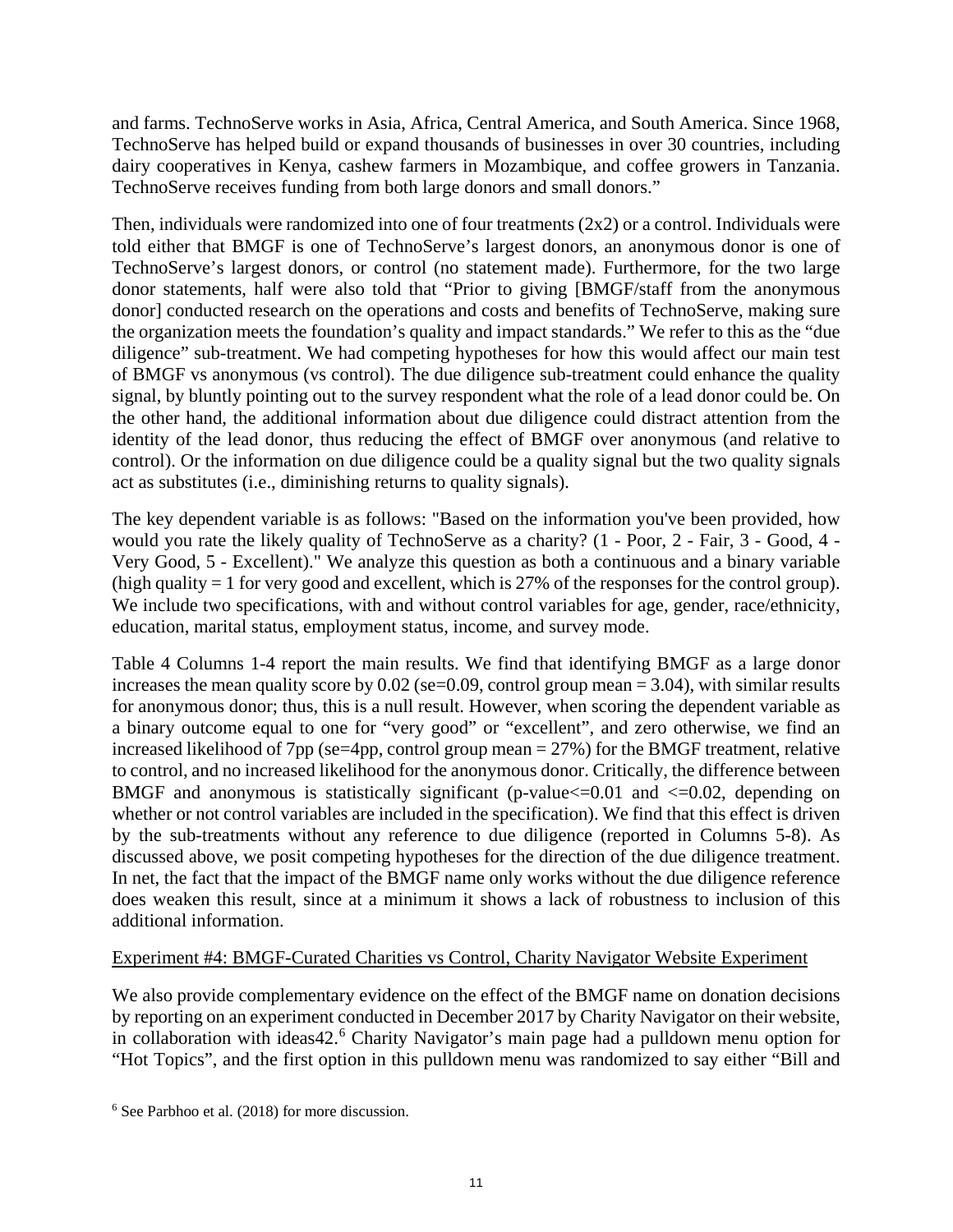and farms. TechnoServe works in Asia, Africa, Central America, and South America. Since 1968, TechnoServe has helped build or expand thousands of businesses in over 30 countries, including dairy cooperatives in Kenya, cashew farmers in Mozambique, and coffee growers in Tanzania. TechnoServe receives funding from both large donors and small donors."

Then, individuals were randomized into one of four treatments (2x2) or a control. Individuals were told either that BMGF is one of TechnoServe's largest donors, an anonymous donor is one of TechnoServe's largest donors, or control (no statement made). Furthermore, for the two large donor statements, half were also told that "Prior to giving [BMGF/staff from the anonymous donor] conducted research on the operations and costs and benefits of TechnoServe, making sure the organization meets the foundation's quality and impact standards." We refer to this as the "due diligence" sub-treatment. We had competing hypotheses for how this would affect our main test of BMGF vs anonymous (vs control). The due diligence sub-treatment could enhance the quality signal, by bluntly pointing out to the survey respondent what the role of a lead donor could be. On the other hand, the additional information about due diligence could distract attention from the identity of the lead donor, thus reducing the effect of BMGF over anonymous (and relative to control). Or the information on due diligence could be a quality signal but the two quality signals act as substitutes (i.e., diminishing returns to quality signals).

The key dependent variable is as follows: "Based on the information you've been provided, how would you rate the likely quality of TechnoServe as a charity? (1 - Poor, 2 - Fair, 3 - Good, 4 - Very Good, 5 - Excellent)." We analyze this question as both a continuous and a binary variable (high quality = 1 for very good and excellent, which is 27% of the responses for the control group). We include two specifications, with and without control variables for age, gender, race/ethnicity, education, marital status, employment status, income, and survey mode.

Table 4 Columns 1-4 report the main results. We find that identifying BMGF as a large donor increases the mean quality score by 0.02 (se=0.09, control group mean = 3.04), with similar results for anonymous donor; thus, this is a null result. However, when scoring the dependent variable as a binary outcome equal to one for "very good" or "excellent", and zero otherwise, we find an increased likelihood of 7pp (se=4pp, control group mean = 27%) for the BMGF treatment, relative to control, and no increased likelihood for the anonymous donor. Critically, the difference between BMGF and anonymous is statistically significant (p-value<=0.01 and <=0.02, depending on whether or not control variables are included in the specification). We find that this effect is driven by the sub-treatments without any reference to due diligence (reported in Columns 5-8). As discussed above, we posit competing hypotheses for the direction of the due diligence treatment. In net, the fact that the impact of the BMGF name only works without the due diligence reference does weaken this result, since at a minimum it shows a lack of robustness to inclusion of this additional information.

Experiment #4: BMGF-Curated Charities vs Control, Charity Navigator Website Experiment

We also provide complementary evidence on the effect of the BMGF name on donation decisions by reporting on an experiment conducted in December 2017 by Charity Navigator on their website, in collaboration with ideas42.[6] Charity Navigator's main page had a pulldown menu option for "Hot Topics", and the first option in this pulldown menu was randomized to say either "Bill and

[6] See Parbhoo et al. (2018) for more discussion.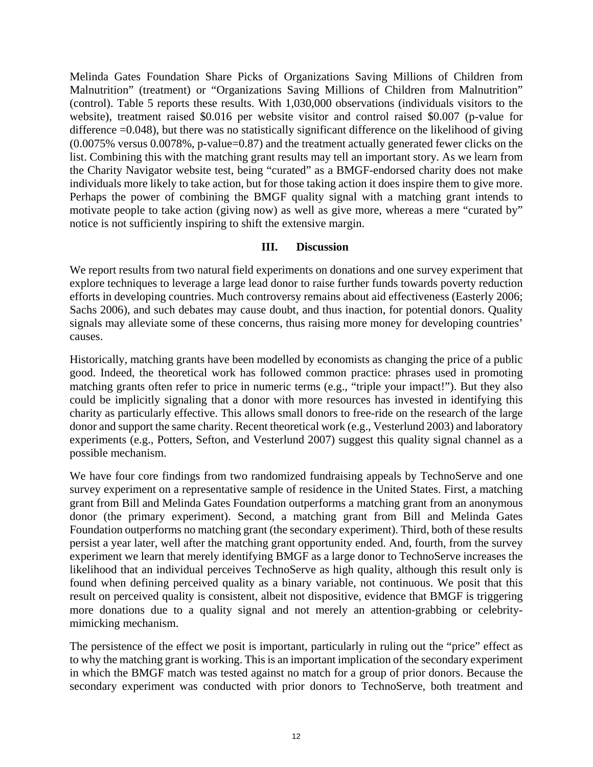Melinda Gates Foundation Share Picks of Organizations Saving Millions of Children from Malnutrition" (treatment) or "Organizations Saving Millions of Children from Malnutrition" (control). Table 5 reports these results. With 1,030,000 observations (individuals visitors to the website), treatment raised \$0.016 per website visitor and control raised \$0.007 (p-value for difference =0.048), but there was no statistically significant difference on the likelihood of giving (0.0075% versus 0.0078%, p-value=0.87) and the treatment actually generated fewer clicks on the list. Combining this with the matching grant results may tell an important story. As we learn from the Charity Navigator website test, being "curated" as a BMGF-endorsed charity does not make individuals more likely to take action, but for those taking action it does inspire them to give more. Perhaps the power of combining the BMGF quality signal with a matching grant intends to motivate people to take action (giving now) as well as give more, whereas a mere "curated by" notice is not sufficiently inspiring to shift the extensive margin.

## III. Discussion

We report results from two natural field experiments on donations and one survey experiment that explore techniques to leverage a large lead donor to raise further funds towards poverty reduction efforts in developing countries. Much controversy remains about aid effectiveness (Easterly 2006; Sachs 2006), and such debates may cause doubt, and thus inaction, for potential donors. Quality signals may alleviate some of these concerns, thus raising more money for developing countries' causes.

Historically, matching grants have been modelled by economists as changing the price of a public good. Indeed, the theoretical work has followed common practice: phrases used in promoting matching grants often refer to price in numeric terms (e.g., "triple your impact!"). But they also could be implicitly signaling that a donor with more resources has invested in identifying this charity as particularly effective. This allows small donors to free-ride on the research of the large donor and support the same charity. Recent theoretical work (e.g., Vesterlund 2003) and laboratory experiments (e.g., Potters, Sefton, and Vesterlund 2007) suggest this quality signal channel as a possible mechanism.

We have four core findings from two randomized fundraising appeals by TechnoServe and one survey experiment on a representative sample of residence in the United States. First, a matching grant from Bill and Melinda Gates Foundation outperforms a matching grant from an anonymous donor (the primary experiment). Second, a matching grant from Bill and Melinda Gates Foundation outperforms no matching grant (the secondary experiment). Third, both of these results persist a year later, well after the matching grant opportunity ended. And, fourth, from the survey experiment we learn that merely identifying BMGF as a large donor to TechnoServe increases the likelihood that an individual perceives TechnoServe as high quality, although this result only is found when defining perceived quality as a binary variable, not continuous. We posit that this result on perceived quality is consistent, albeit not dispositive, evidence that BMGF is triggering more donations due to a quality signal and not merely an attention-grabbing or celebrity-mimicking mechanism.

The persistence of the effect we posit is important, particularly in ruling out the "price" effect as to why the matching grant is working. This is an important implication of the secondary experiment in which the BMGF match was tested against no match for a group of prior donors. Because the secondary experiment was conducted with prior donors to TechnoServe, both treatment and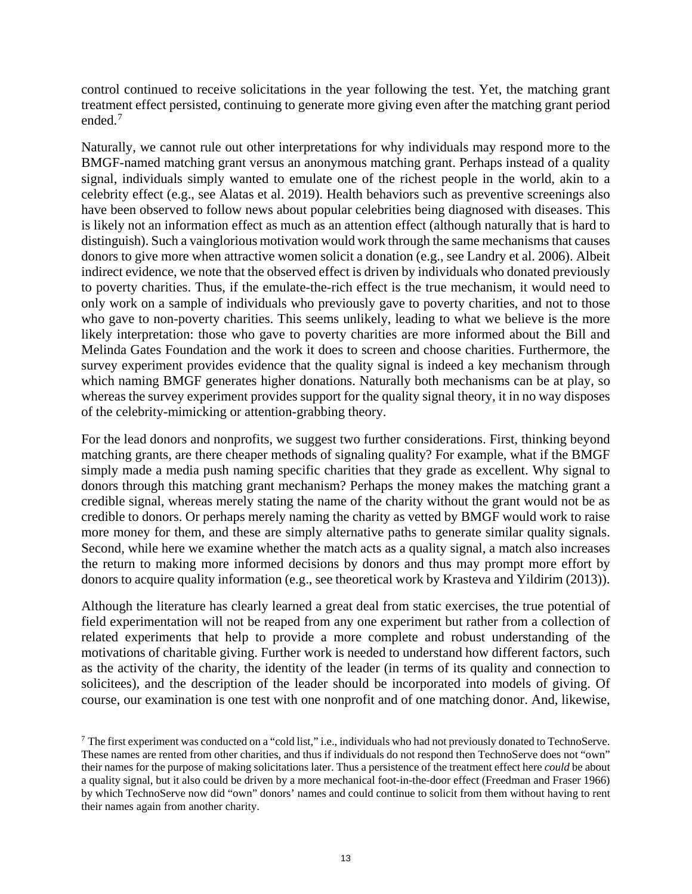control continued to receive solicitations in the year following the test. Yet, the matching grant treatment effect persisted, continuing to generate more giving even after the matching grant period ended.[7]

Naturally, we cannot rule out other interpretations for why individuals may respond more to the BMGF-named matching grant versus an anonymous matching grant. Perhaps instead of a quality signal, individuals simply wanted to emulate one of the richest people in the world, akin to a celebrity effect (e.g., see Alatas et al. 2019). Health behaviors such as preventive screenings also have been observed to follow news about popular celebrities being diagnosed with diseases. This is likely not an information effect as much as an attention effect (although naturally that is hard to distinguish). Such a vainglorious motivation would work through the same mechanisms that causes donors to give more when attractive women solicit a donation (e.g., see Landry et al. 2006). Albeit indirect evidence, we note that the observed effect is driven by individuals who donated previously to poverty charities. Thus, if the emulate-the-rich effect is the true mechanism, it would need to only work on a sample of individuals who previously gave to poverty charities, and not to those who gave to non-poverty charities. This seems unlikely, leading to what we believe is the more likely interpretation: those who gave to poverty charities are more informed about the Bill and Melinda Gates Foundation and the work it does to screen and choose charities. Furthermore, the survey experiment provides evidence that the quality signal is indeed a key mechanism through which naming BMGF generates higher donations. Naturally both mechanisms can be at play, so whereas the survey experiment provides support for the quality signal theory, it in no way disposes of the celebrity-mimicking or attention-grabbing theory.

For the lead donors and nonprofits, we suggest two further considerations. First, thinking beyond matching grants, are there cheaper methods of signaling quality? For example, what if the BMGF simply made a media push naming specific charities that they grade as excellent. Why signal to donors through this matching grant mechanism? Perhaps the money makes the matching grant a credible signal, whereas merely stating the name of the charity without the grant would not be as credible to donors. Or perhaps merely naming the charity as vetted by BMGF would work to raise more money for them, and these are simply alternative paths to generate similar quality signals. Second, while here we examine whether the match acts as a quality signal, a match also increases the return to making more informed decisions by donors and thus may prompt more effort by donors to acquire quality information (e.g., see theoretical work by Krasteva and Yildirim (2013)).

Although the literature has clearly learned a great deal from static exercises, the true potential of field experimentation will not be reaped from any one experiment but rather from a collection of related experiments that help to provide a more complete and robust understanding of the motivations of charitable giving. Further work is needed to understand how different factors, such as the activity of the charity, the identity of the leader (in terms of its quality and connection to solicitees), and the description of the leader should be incorporated into models of giving. Of course, our examination is one test with one nonprofit and of one matching donor. And, likewise,

[7] The first experiment was conducted on a "cold list," i.e., individuals who had not previously donated to TechnoServe. These names are rented from other charities, and thus if individuals do not respond then TechnoServe does not "own" their names for the purpose of making solicitations later. Thus a persistence of the treatment effect here *could* be about a quality signal, but it also could be driven by a more mechanical foot-in-the-door effect (Freedman and Fraser 1966) by which TechnoServe now did "own" donors' names and could continue to solicit from them without having to rent their names again from another charity.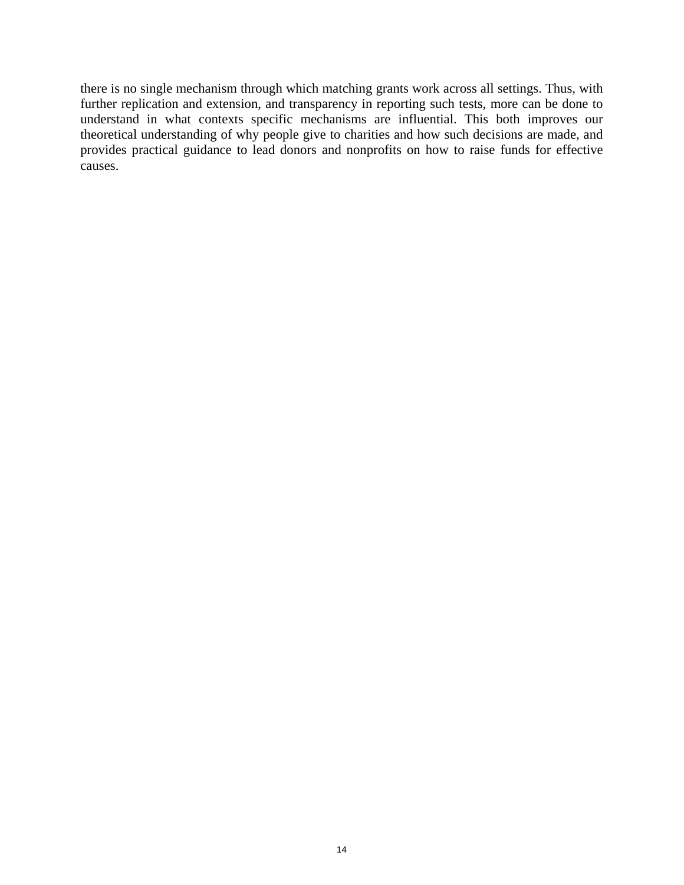there is no single mechanism through which matching grants work across all settings. Thus, with further replication and extension, and transparency in reporting such tests, more can be done to understand in what contexts specific mechanisms are influential. This both improves our theoretical understanding of why people give to charities and how such decisions are made, and provides practical guidance to lead donors and nonprofits on how to raise funds for effective causes.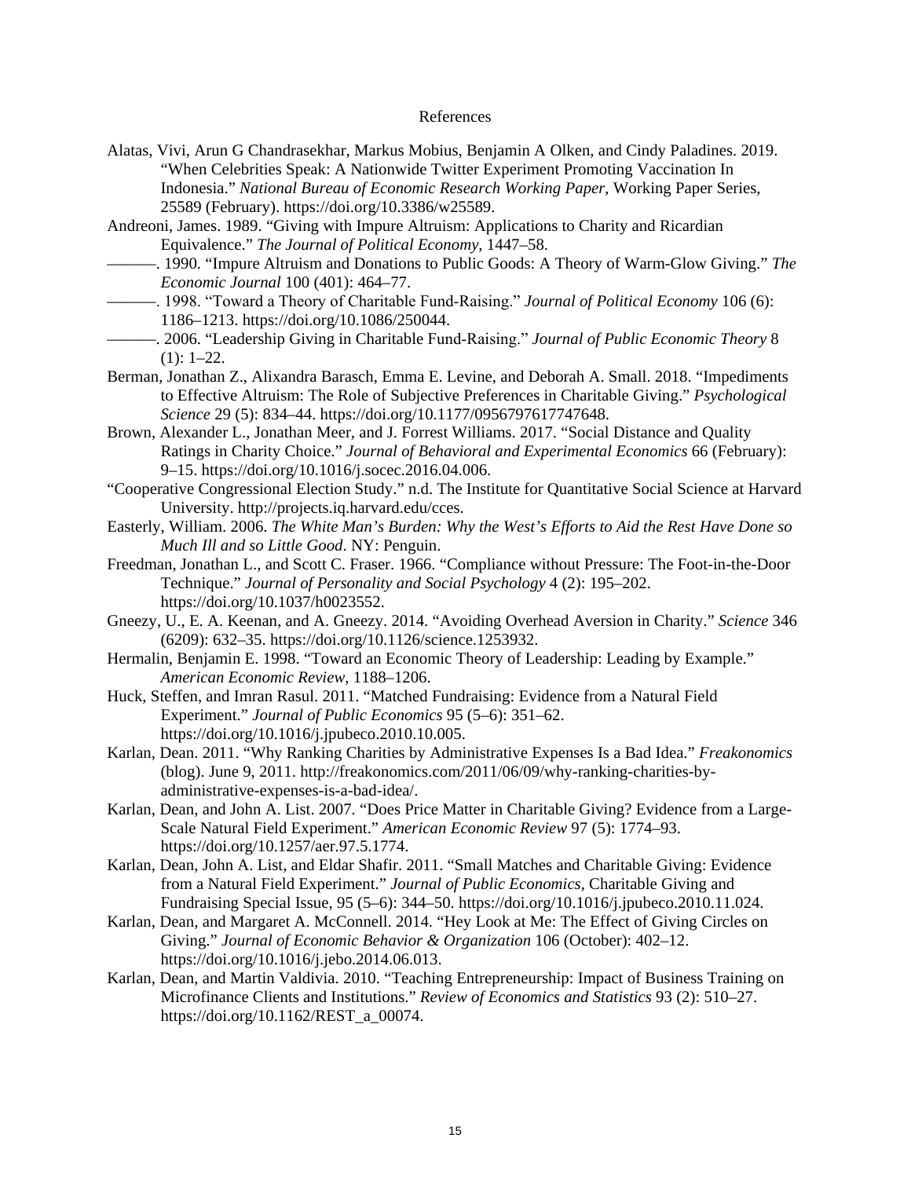# References

Alatas, Vivi, Arun G Chandrasekhar, Markus Mobius, Benjamin A Olken, and Cindy Paladines. 2019. "When Celebrities Speak: A Nationwide Twitter Experiment Promoting Vaccination In Indonesia." *National Bureau of Economic Research Working Paper*, Working Paper Series, 25589 (February). https://doi.org/10.3386/w25589.

Andreoni, James. 1989. "Giving with Impure Altruism: Applications to Charity and Ricardian Equivalence." *The Journal of Political Economy*, 1447–58.

———. 1990. "Impure Altruism and Donations to Public Goods: A Theory of Warm-Glow Giving." *The Economic Journal* 100 (401): 464–77.

———. 1998. "Toward a Theory of Charitable Fund-Raising." *Journal of Political Economy* 106 (6): 1186–1213. https://doi.org/10.1086/250044.

———. 2006. "Leadership Giving in Charitable Fund-Raising." *Journal of Public Economic Theory* 8 (1): 1–22.

Berman, Jonathan Z., Alixandra Barasch, Emma E. Levine, and Deborah A. Small. 2018. "Impediments to Effective Altruism: The Role of Subjective Preferences in Charitable Giving." *Psychological Science* 29 (5): 834–44. https://doi.org/10.1177/0956797617747648.

Brown, Alexander L., Jonathan Meer, and J. Forrest Williams. 2017. "Social Distance and Quality Ratings in Charity Choice." *Journal of Behavioral and Experimental Economics* 66 (February): 9–15. https://doi.org/10.1016/j.socec.2016.04.006.

"Cooperative Congressional Election Study." n.d. The Institute for Quantitative Social Science at Harvard University. http://projects.iq.harvard.edu/cces.

Easterly, William. 2006. *The White Man's Burden: Why the West's Efforts to Aid the Rest Have Done so Much Ill and so Little Good*. NY: Penguin.

Freedman, Jonathan L., and Scott C. Fraser. 1966. "Compliance without Pressure: The Foot-in-the-Door Technique." *Journal of Personality and Social Psychology* 4 (2): 195–202. https://doi.org/10.1037/h0023552.

Gneezy, U., E. A. Keenan, and A. Gneezy. 2014. "Avoiding Overhead Aversion in Charity." *Science* 346 (6209): 632–35. https://doi.org/10.1126/science.1253932.

Hermalin, Benjamin E. 1998. "Toward an Economic Theory of Leadership: Leading by Example." *American Economic Review*, 1188–1206.

Huck, Steffen, and Imran Rasul. 2011. "Matched Fundraising: Evidence from a Natural Field Experiment." *Journal of Public Economics* 95 (5–6): 351–62. https://doi.org/10.1016/j.jpubeco.2010.10.005.

Karlan, Dean. 2011. "Why Ranking Charities by Administrative Expenses Is a Bad Idea." *Freakonomics* (blog). June 9, 2011. http://freakonomics.com/2011/06/09/why-ranking-charities-by-administrative-expenses-is-a-bad-idea/.

Karlan, Dean, and John A. List. 2007. "Does Price Matter in Charitable Giving? Evidence from a Large-Scale Natural Field Experiment." *American Economic Review* 97 (5): 1774–93. https://doi.org/10.1257/aer.97.5.1774.

Karlan, Dean, John A. List, and Eldar Shafir. 2011. "Small Matches and Charitable Giving: Evidence from a Natural Field Experiment." *Journal of Public Economics*, Charitable Giving and Fundraising Special Issue, 95 (5–6): 344–50. https://doi.org/10.1016/j.jpubeco.2010.11.024.

Karlan, Dean, and Margaret A. McConnell. 2014. "Hey Look at Me: The Effect of Giving Circles on Giving." *Journal of Economic Behavior & Organization* 106 (October): 402–12. https://doi.org/10.1016/j.jebo.2014.06.013.

Karlan, Dean, and Martin Valdivia. 2010. "Teaching Entrepreneurship: Impact of Business Training on Microfinance Clients and Institutions." *Review of Economics and Statistics* 93 (2): 510–27. https://doi.org/10.1162/REST_a_00074.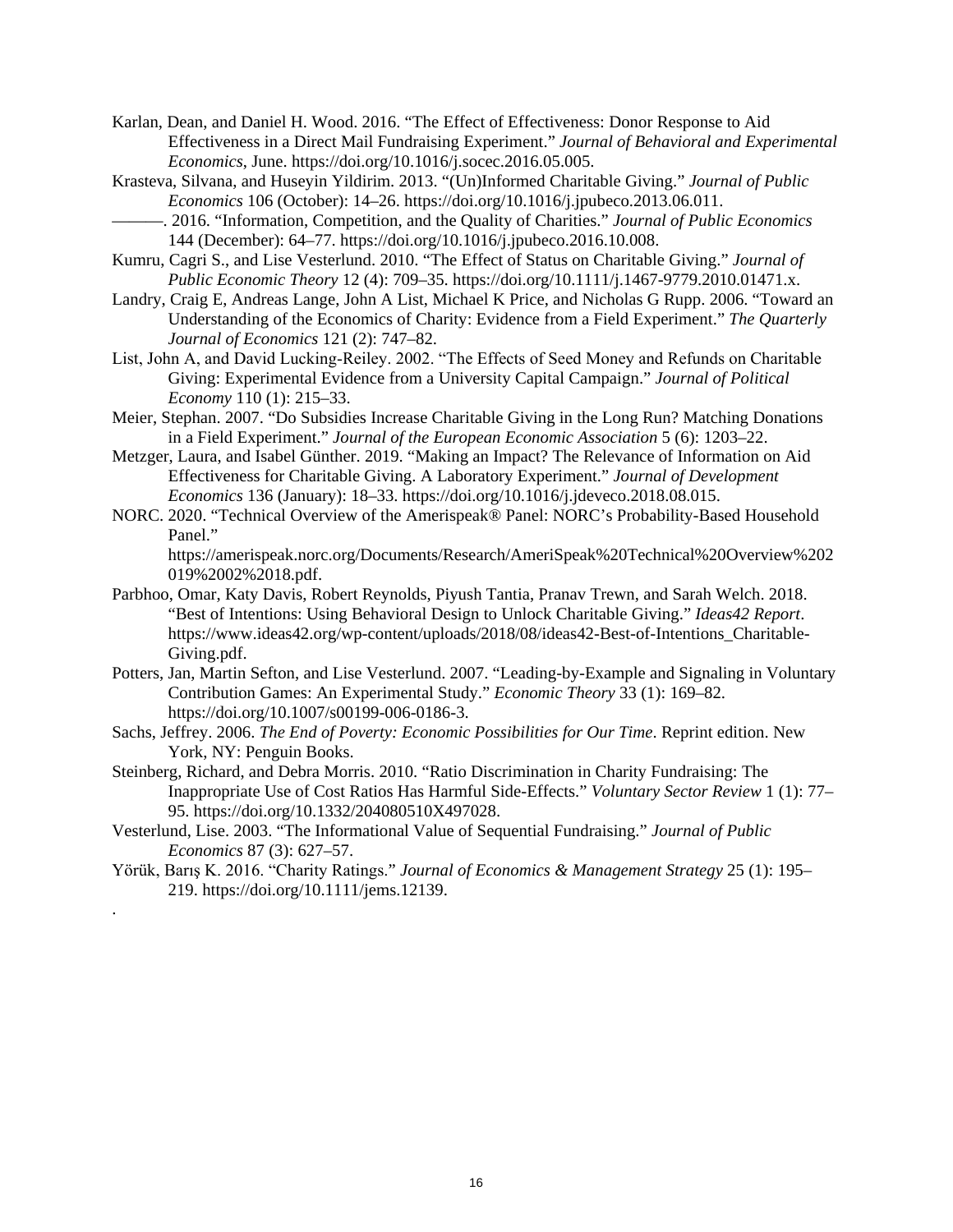Karlan, Dean, and Daniel H. Wood. 2016. "The Effect of Effectiveness: Donor Response to Aid Effectiveness in a Direct Mail Fundraising Experiment." *Journal of Behavioral and Experimental Economics*, June. https://doi.org/10.1016/j.socec.2016.05.005.

Krasteva, Silvana, and Huseyin Yildirim. 2013. "(Un)Informed Charitable Giving." *Journal of Public Economics* 106 (October): 14–26. https://doi.org/10.1016/j.jpubeco.2013.06.011.

———. 2016. "Information, Competition, and the Quality of Charities." *Journal of Public Economics* 144 (December): 64–77. https://doi.org/10.1016/j.jpubeco.2016.10.008.

Kumru, Cagri S., and Lise Vesterlund. 2010. "The Effect of Status on Charitable Giving." *Journal of Public Economic Theory* 12 (4): 709–35. https://doi.org/10.1111/j.1467-9779.2010.01471.x.

Landry, Craig E, Andreas Lange, John A List, Michael K Price, and Nicholas G Rupp. 2006. "Toward an Understanding of the Economics of Charity: Evidence from a Field Experiment." *The Quarterly Journal of Economics* 121 (2): 747–82.

List, John A, and David Lucking-Reiley. 2002. "The Effects of Seed Money and Refunds on Charitable Giving: Experimental Evidence from a University Capital Campaign." *Journal of Political Economy* 110 (1): 215–33.

Meier, Stephan. 2007. "Do Subsidies Increase Charitable Giving in the Long Run? Matching Donations in a Field Experiment." *Journal of the European Economic Association* 5 (6): 1203–22.

Metzger, Laura, and Isabel Günther. 2019. "Making an Impact? The Relevance of Information on Aid Effectiveness for Charitable Giving. A Laboratory Experiment." *Journal of Development Economics* 136 (January): 18–33. https://doi.org/10.1016/j.jdeveco.2018.08.015.

NORC. 2020. "Technical Overview of the Amerispeak® Panel: NORC's Probability-Based Household Panel." https://amerispeak.norc.org/Documents/Research/AmeriSpeak%20Technical%20Overview%202019%2002%2018.pdf.

Parbhoo, Omar, Katy Davis, Robert Reynolds, Piyush Tantia, Pranav Trewn, and Sarah Welch. 2018. "Best of Intentions: Using Behavioral Design to Unlock Charitable Giving." *Ideas42 Report*. https://www.ideas42.org/wp-content/uploads/2018/08/ideas42-Best-of-Intentions_Charitable-Giving.pdf.

Potters, Jan, Martin Sefton, and Lise Vesterlund. 2007. "Leading-by-Example and Signaling in Voluntary Contribution Games: An Experimental Study." *Economic Theory* 33 (1): 169–82. https://doi.org/10.1007/s00199-006-0186-3.

Sachs, Jeffrey. 2006. *The End of Poverty: Economic Possibilities for Our Time*. Reprint edition. New York, NY: Penguin Books.

Steinberg, Richard, and Debra Morris. 2010. "Ratio Discrimination in Charity Fundraising: The Inappropriate Use of Cost Ratios Has Harmful Side-Effects." *Voluntary Sector Review* 1 (1): 77–95. https://doi.org/10.1332/204080510X497028.

Vesterlund, Lise. 2003. "The Informational Value of Sequential Fundraising." *Journal of Public Economics* 87 (3): 627–57.

Yörük, Barış K. 2016. "Charity Ratings." *Journal of Economics & Management Strategy* 25 (1): 195–219. https://doi.org/10.1111/jems.12139.

.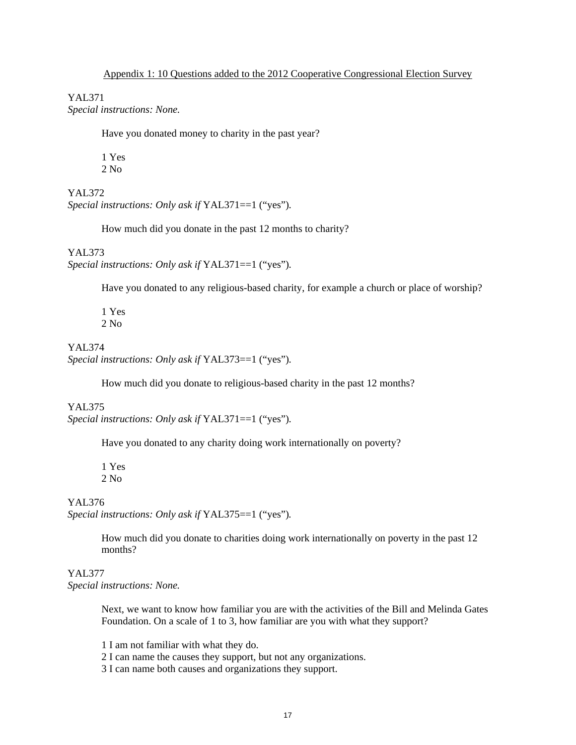Appendix 1: 10 Questions added to the 2012 Cooperative Congressional Election Survey

YAL371
*Special instructions: None.*

Have you donated money to charity in the past year?

1 Yes
2 No

YAL372
*Special instructions: Only ask if* YAL371==1 (“yes”).

How much did you donate in the past 12 months to charity?

YAL373
*Special instructions: Only ask if* YAL371==1 (“yes”).

Have you donated to any religious-based charity, for example a church or place of worship?

1 Yes
2 No

YAL374
*Special instructions: Only ask if* YAL373==1 (“yes”).

How much did you donate to religious-based charity in the past 12 months?

YAL375
*Special instructions: Only ask if* YAL371==1 (“yes”).

Have you donated to any charity doing work internationally on poverty?

1 Yes
2 No

YAL376
*Special instructions: Only ask if* YAL375==1 (“yes”).

How much did you donate to charities doing work internationally on poverty in the past 12 months?

YAL377
*Special instructions: None.*

Next, we want to know how familiar you are with the activities of the Bill and Melinda Gates Foundation. On a scale of 1 to 3, how familiar are you with what they support?

1 I am not familiar with what they do.
2 I can name the causes they support, but not any organizations.
3 I can name both causes and organizations they support.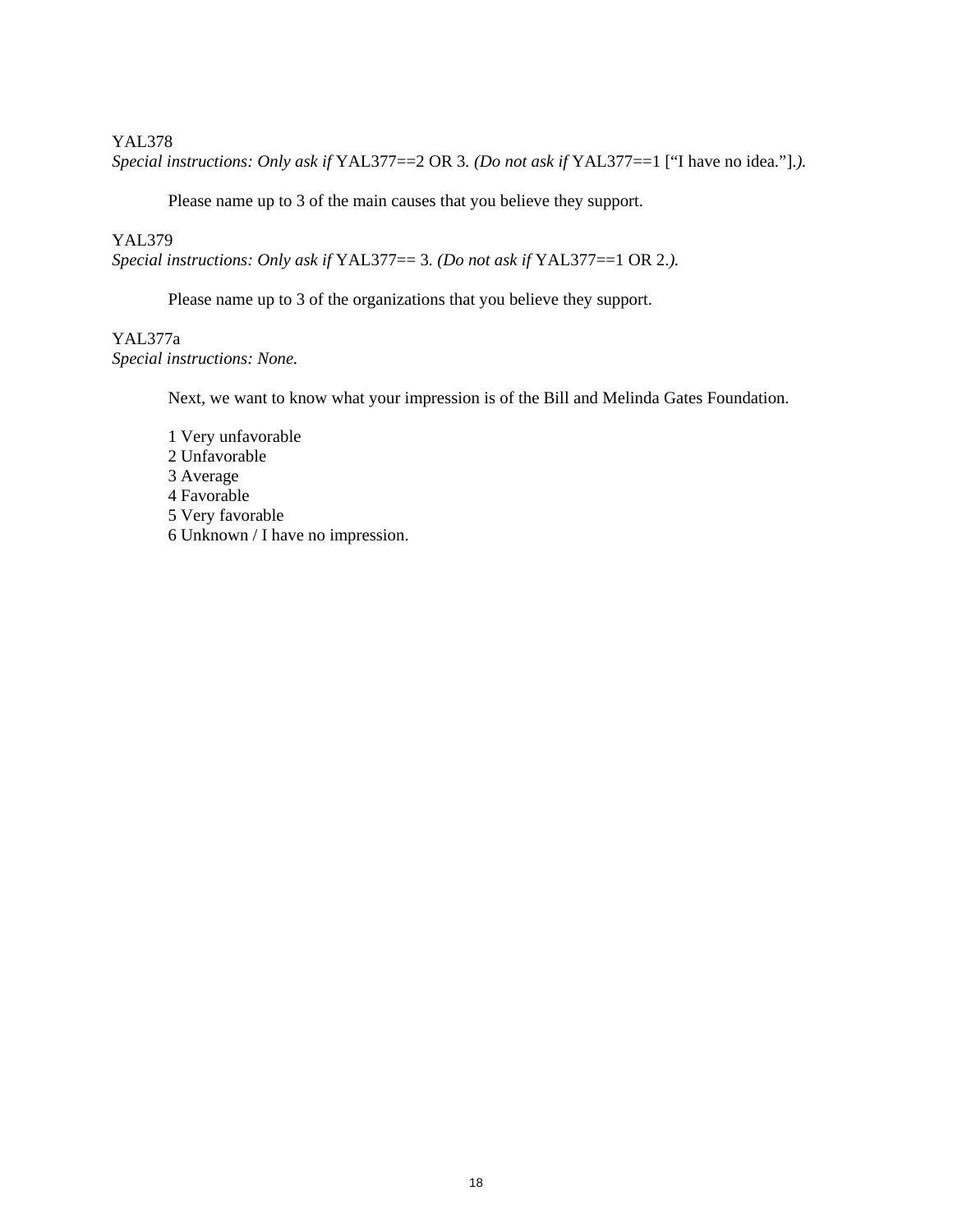YAL378

*Special instructions: Only ask if* YAL377==2 OR 3*. (Do not ask if* YAL377==1 [“I have no idea.”]*.).*

Please name up to 3 of the main causes that you believe they support.

YAL379

*Special instructions: Only ask if* YAL377== 3*. (Do not ask if* YAL377==1 OR 2*.).*

Please name up to 3 of the organizations that you believe they support.

YAL377a

*Special instructions: None.*

Next, we want to know what your impression is of the Bill and Melinda Gates Foundation.

1 Very unfavorable
2 Unfavorable
3 Average
4 Favorable
5 Very favorable
6 Unknown / I have no impression.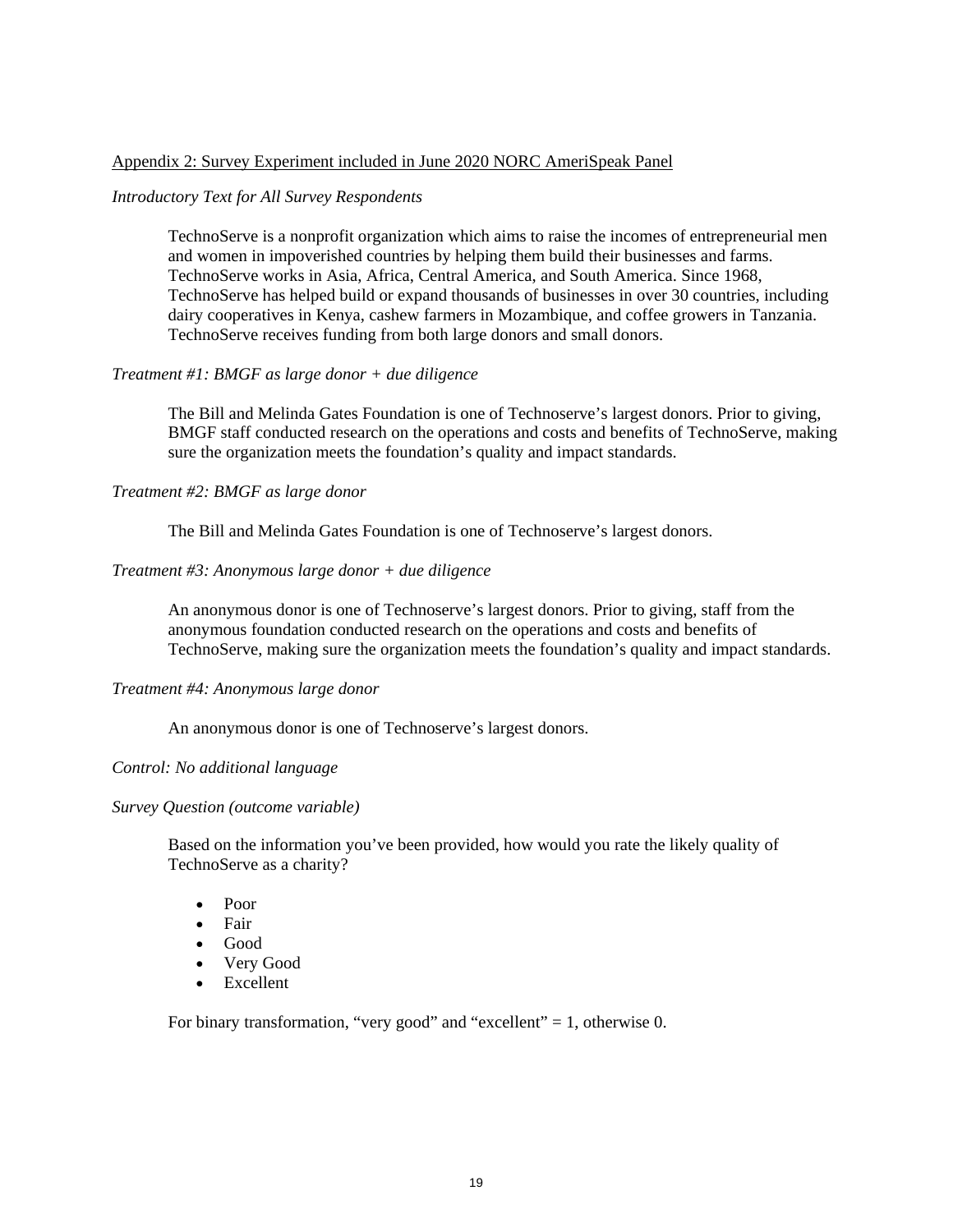Appendix 2: Survey Experiment included in June 2020 NORC AmeriSpeak Panel

*Introductory Text for All Survey Respondents*

> TechnoServe is a nonprofit organization which aims to raise the incomes of entrepreneurial men and women in impoverished countries by helping them build their businesses and farms. TechnoServe works in Asia, Africa, Central America, and South America. Since 1968, TechnoServe has helped build or expand thousands of businesses in over 30 countries, including dairy cooperatives in Kenya, cashew farmers in Mozambique, and coffee growers in Tanzania. TechnoServe receives funding from both large donors and small donors.

*Treatment #1: BMGF as large donor + due diligence*

> The Bill and Melinda Gates Foundation is one of Technoserve's largest donors. Prior to giving, BMGF staff conducted research on the operations and costs and benefits of TechnoServe, making sure the organization meets the foundation's quality and impact standards.

*Treatment #2: BMGF as large donor*

> The Bill and Melinda Gates Foundation is one of Technoserve's largest donors.

*Treatment #3: Anonymous large donor + due diligence*

> An anonymous donor is one of Technoserve's largest donors. Prior to giving, staff from the anonymous foundation conducted research on the operations and costs and benefits of TechnoServe, making sure the organization meets the foundation's quality and impact standards.

*Treatment #4: Anonymous large donor*

> An anonymous donor is one of Technoserve's largest donors.

*Control: No additional language*

*Survey Question (outcome variable)*

> Based on the information you've been provided, how would you rate the likely quality of TechnoServe as a charity?
>
> - Poor
> - Fair
> - Good
> - Very Good
> - Excellent
>
> For binary transformation, "very good" and "excellent" = 1, otherwise 0.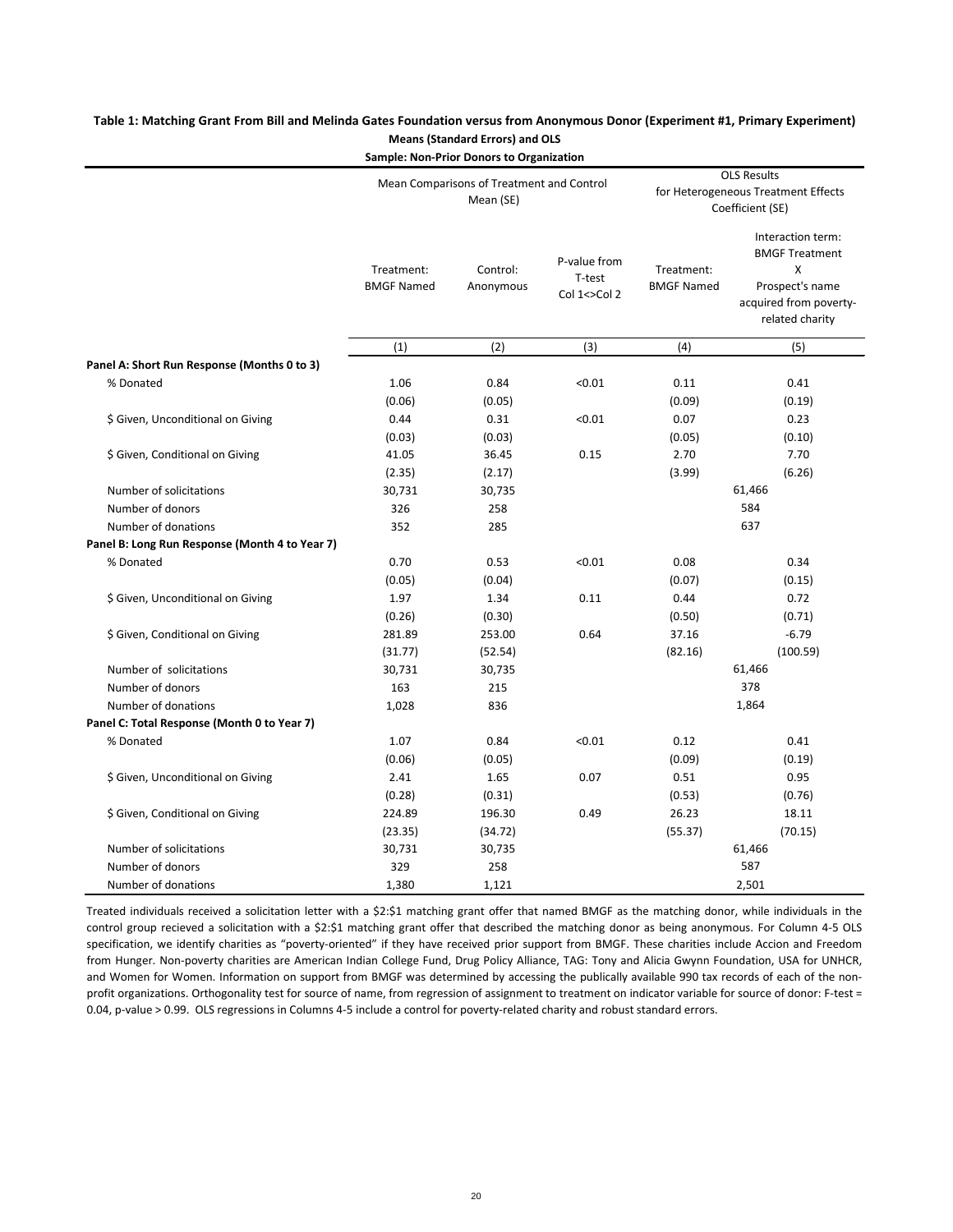**Table 1: Matching Grant From Bill and Melinda Gates Foundation versus from Anonymous Donor (Experiment #1, Primary Experiment)**

**Means (Standard Errors) and OLS**

**Sample: Non-Prior Donors to Organization**

| | Mean Comparisons of Treatment and Control Mean (SE) | | | OLS Results for Heterogeneous Treatment Effects Coefficient (SE) | |
|---|---|---|---|---|---|
| | Treatment: BMGF Named | Control: Anonymous | P-value from T-test Col 1<>Col 2 | Treatment: BMGF Named | Interaction term: BMGF Treatment X Prospect's name acquired from poverty-related charity |
| | (1) | (2) | (3) | (4) | (5) |
| **Panel A: Short Run Response (Months 0 to 3)** | | | | | |
| % Donated | 1.06 | 0.84 | <0.01 | 0.11 | 0.41 |
| | (0.06) | (0.05) | | (0.09) | (0.19) |
| $ Given, Unconditional on Giving | 0.44 | 0.31 | <0.01 | 0.07 | 0.23 |
| | (0.03) | (0.03) | | (0.05) | (0.10) |
| $ Given, Conditional on Giving | 41.05 | 36.45 | 0.15 | 2.70 | 7.70 |
| | (2.35) | (2.17) | | (3.99) | (6.26) |
| Number of solicitations | 30,731 | 30,735 | | 61,466 | |
| Number of donors | 326 | 258 | | 584 | |
| Number of donations | 352 | 285 | | 637 | |
| **Panel B: Long Run Response (Month 4 to Year 7)** | | | | | |
| % Donated | 0.70 | 0.53 | <0.01 | 0.08 | 0.34 |
| | (0.05) | (0.04) | | (0.07) | (0.15) |
| $ Given, Unconditional on Giving | 1.97 | 1.34 | 0.11 | 0.44 | 0.72 |
| | (0.26) | (0.30) | | (0.50) | (0.71) |
| $ Given, Conditional on Giving | 281.89 | 253.00 | 0.64 | 37.16 | -6.79 |
| | (31.77) | (52.54) | | (82.16) | (100.59) |
| Number of solicitations | 30,731 | 30,735 | | 61,466 | |
| Number of donors | 163 | 215 | | 378 | |
| Number of donations | 1,028 | 836 | | 1,864 | |
| **Panel C: Total Response (Month 0 to Year 7)** | | | | | |
| % Donated | 1.07 | 0.84 | <0.01 | 0.12 | 0.41 |
| | (0.06) | (0.05) | | (0.09) | (0.19) |
| $ Given, Unconditional on Giving | 2.41 | 1.65 | 0.07 | 0.51 | 0.95 |
| | (0.28) | (0.31) | | (0.53) | (0.76) |
| $ Given, Conditional on Giving | 224.89 | 196.30 | 0.49 | 26.23 | 18.11 |
| | (23.35) | (34.72) | | (55.37) | (70.15) |
| Number of solicitations | 30,731 | 30,735 | | 61,466 | |
| Number of donors | 329 | 258 | | 587 | |
| Number of donations | 1,380 | 1,121 | | 2,501 | |

Treated individuals received a solicitation letter with a $2:$1 matching grant offer that named BMGF as the matching donor, while individuals in the control group recieved a solicitation with a $2:$1 matching grant offer that described the matching donor as being anonymous. For Column 4-5 OLS specification, we identify charities as "poverty-oriented" if they have received prior support from BMGF. These charities include Accion and Freedom from Hunger. Non-poverty charities are American Indian College Fund, Drug Policy Alliance, TAG: Tony and Alicia Gwynn Foundation, USA for UNHCR, and Women for Women. Information on support from BMGF was determined by accessing the publically available 990 tax records of each of the non-profit organizations. Orthogonality test for source of name, from regression of assignment to treatment on indicator variable for source of donor: F-test = 0.04, p-value > 0.99. OLS regressions in Columns 4-5 include a control for poverty-related charity and robust standard errors.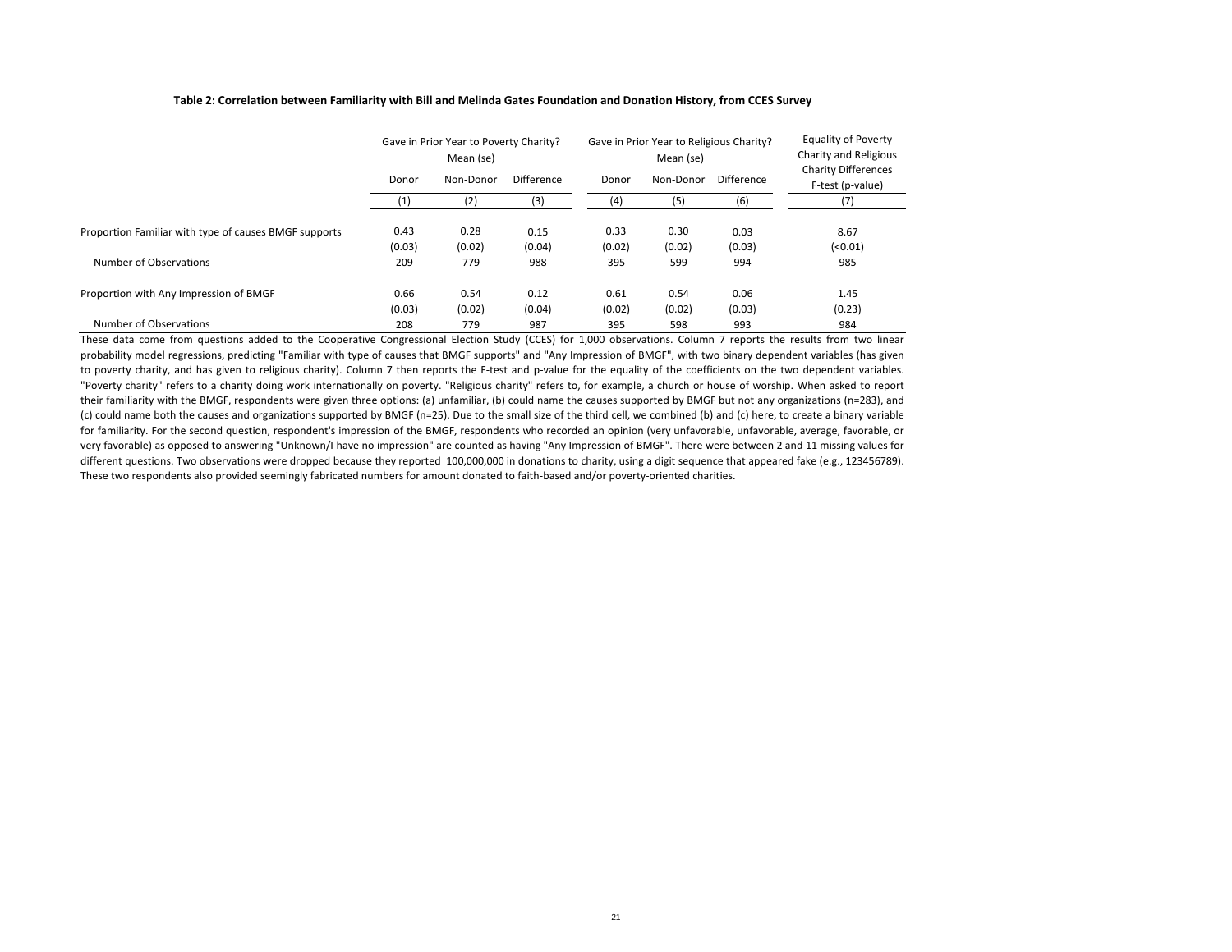**Table 2: Correlation between Familiarity with Bill and Melinda Gates Foundation and Donation History, from CCES Survey**

| | Gave in Prior Year to Poverty Charity? Mean (se) | | | Gave in Prior Year to Religious Charity? Mean (se) | | | Equality of Poverty Charity and Religious Charity Differences F-test (p-value) |
|---|---|---|---|---|---|---|---|
| | Donor | Non-Donor | Difference | Donor | Non-Donor | Difference | |
| | (1) | (2) | (3) | (4) | (5) | (6) | (7) |
| Proportion Familiar with type of causes BMGF supports | 0.43 | 0.28 | 0.15 | 0.33 | 0.30 | 0.03 | 8.67 |
| | (0.03) | (0.02) | (0.04) | (0.02) | (0.02) | (0.03) | (<0.01) |
| Number of Observations | 209 | 779 | 988 | 395 | 599 | 994 | 985 |
| Proportion with Any Impression of BMGF | 0.66 | 0.54 | 0.12 | 0.61 | 0.54 | 0.06 | 1.45 |
| | (0.03) | (0.02) | (0.04) | (0.02) | (0.02) | (0.03) | (0.23) |
| Number of Observations | 208 | 779 | 987 | 395 | 598 | 993 | 984 |

These data come from questions added to the Cooperative Congressional Election Study (CCES) for 1,000 observations. Column 7 reports the results from two linear probability model regressions, predicting "Familiar with type of causes that BMGF supports" and "Any Impression of BMGF", with two binary dependent variables (has given to poverty charity, and has given to religious charity). Column 7 then reports the F-test and p-value for the equality of the coefficients on the two dependent variables. "Poverty charity" refers to a charity doing work internationally on poverty. "Religious charity" refers to, for example, a church or house of worship. When asked to report their familiarity with the BMGF, respondents were given three options: (a) unfamiliar, (b) could name the causes supported by BMGF but not any organizations (n=283), and (c) could name both the causes and organizations supported by BMGF (n=25). Due to the small size of the third cell, we combined (b) and (c) here, to create a binary variable for familiarity. For the second question, respondent's impression of the BMGF, respondents who recorded an opinion (very unfavorable, unfavorable, average, favorable, or very favorable) as opposed to answering "Unknown/I have no impression" are counted as having "Any Impression of BMGF". There were between 2 and 11 missing values for different questions. Two observations were dropped because they reported 100,000,000 in donations to charity, using a digit sequence that appeared fake (e.g., 123456789). These two respondents also provided seemingly fabricated numbers for amount donated to faith-based and/or poverty-oriented charities.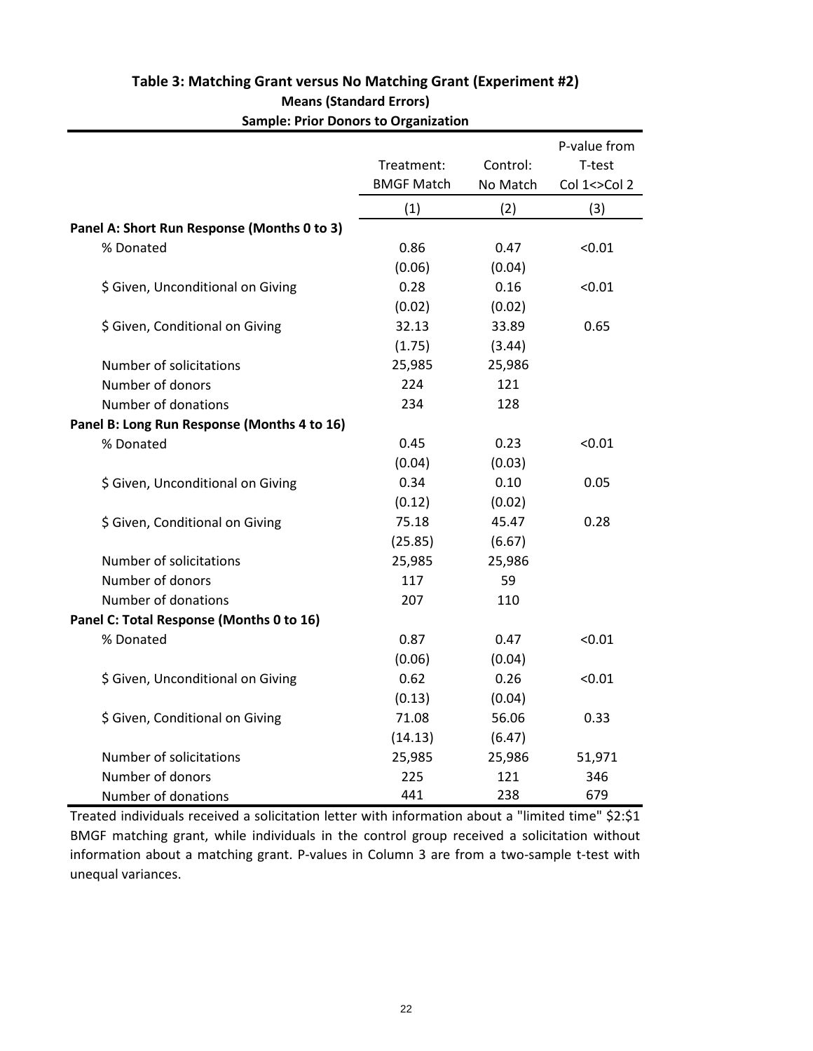## Table 3: Matching Grant versus No Matching Grant (Experiment #2)

**Means (Standard Errors)**

**Sample: Prior Donors to Organization**

| | Treatment: BMGF Match | Control: No Match | P-value from T-test Col 1<>Col 2 |
|---|---|---|---|
| | (1) | (2) | (3) |
| **Panel A: Short Run Response (Months 0 to 3)** | | | |
| % Donated | 0.86 | 0.47 | <0.01 |
| | (0.06) | (0.04) | |
| $ Given, Unconditional on Giving | 0.28 | 0.16 | <0.01 |
| | (0.02) | (0.02) | |
| $ Given, Conditional on Giving | 32.13 | 33.89 | 0.65 |
| | (1.75) | (3.44) | |
| Number of solicitations | 25,985 | 25,986 | |
| Number of donors | 224 | 121 | |
| Number of donations | 234 | 128 | |
| **Panel B: Long Run Response (Months 4 to 16)** | | | |
| % Donated | 0.45 | 0.23 | <0.01 |
| | (0.04) | (0.03) | |
| $ Given, Unconditional on Giving | 0.34 | 0.10 | 0.05 |
| | (0.12) | (0.02) | |
| $ Given, Conditional on Giving | 75.18 | 45.47 | 0.28 |
| | (25.85) | (6.67) | |
| Number of solicitations | 25,985 | 25,986 | |
| Number of donors | 117 | 59 | |
| Number of donations | 207 | 110 | |
| **Panel C: Total Response (Months 0 to 16)** | | | |
| % Donated | 0.87 | 0.47 | <0.01 |
| | (0.06) | (0.04) | |
| $ Given, Unconditional on Giving | 0.62 | 0.26 | <0.01 |
| | (0.13) | (0.04) | |
| $ Given, Conditional on Giving | 71.08 | 56.06 | 0.33 |
| | (14.13) | (6.47) | |
| Number of solicitations | 25,985 | 25,986 | 51,971 |
| Number of donors | 225 | 121 | 346 |
| Number of donations | 441 | 238 | 679 |

Treated individuals received a solicitation letter with information about a "limited time" $2:$1 BMGF matching grant, while individuals in the control group received a solicitation without information about a matching grant. P-values in Column 3 are from a two-sample t-test with unequal variances.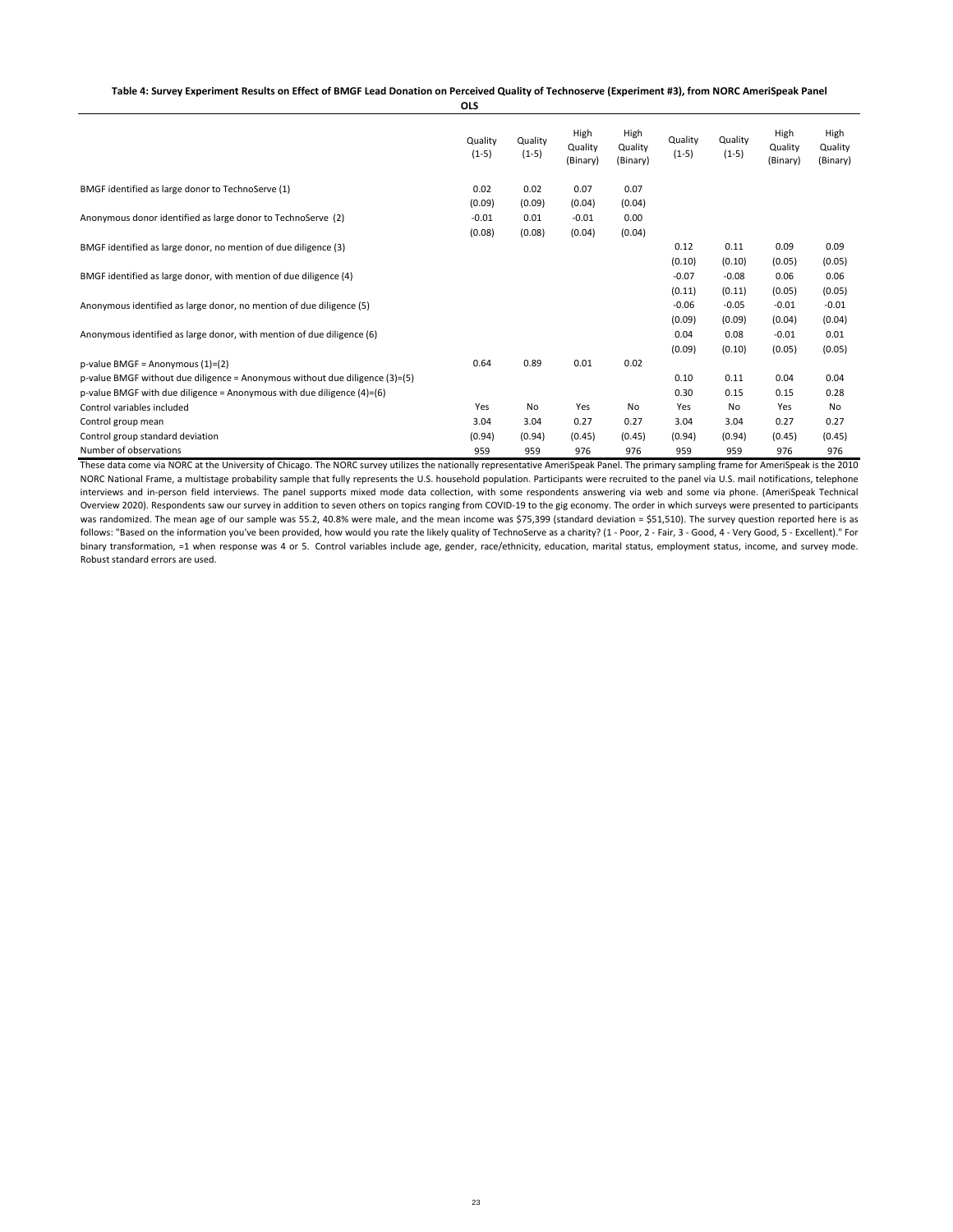**Table 4: Survey Experiment Results on Effect of BMGF Lead Donation on Perceived Quality of Technoserve (Experiment #3), from NORC AmeriSpeak Panel**

| | OLS | | | | | | | |
|---|---|---|---|---|---|---|---|---|
| | Quality (1-5) | Quality (1-5) | High Quality (Binary) | High Quality (Binary) | Quality (1-5) | Quality (1-5) | High Quality (Binary) | High Quality (Binary) |
| BMGF identified as large donor to TechnoServe (1) | 0.02 | 0.02 | 0.07 | 0.07 | | | | |
| | (0.09) | (0.09) | (0.04) | (0.04) | | | | |
| Anonymous donor identified as large donor to TechnoServe (2) | -0.01 | 0.01 | -0.01 | 0.00 | | | | |
| | (0.08) | (0.08) | (0.04) | (0.04) | | | | |
| BMGF identified as large donor, no mention of due diligence (3) | | | | | 0.12 | 0.11 | 0.09 | 0.09 |
| | | | | | (0.10) | (0.10) | (0.05) | (0.05) |
| BMGF identified as large donor, with mention of due diligence (4) | | | | | -0.07 | -0.08 | 0.06 | 0.06 |
| | | | | | (0.11) | (0.11) | (0.05) | (0.05) |
| Anonymous identified as large donor, no mention of due diligence (5) | | | | | -0.06 | -0.05 | -0.01 | -0.01 |
| | | | | | (0.09) | (0.09) | (0.04) | (0.04) |
| Anonymous identified as large donor, with mention of due diligence (6) | | | | | 0.04 | 0.08 | -0.01 | 0.01 |
| | | | | | (0.09) | (0.10) | (0.05) | (0.05) |
| p-value BMGF = Anonymous (1)=(2) | 0.64 | 0.89 | 0.01 | 0.02 | | | | |
| p-value BMGF without due diligence = Anonymous without due diligence (3)=(5) | | | | | 0.10 | 0.11 | 0.04 | 0.04 |
| p-value BMGF with due diligence = Anonymous with due diligence (4)=(6) | | | | | 0.30 | 0.15 | 0.15 | 0.28 |
| Control variables included | Yes | No | Yes | No | Yes | No | Yes | No |
| Control group mean | 3.04 | 3.04 | 0.27 | 0.27 | 3.04 | 3.04 | 0.27 | 0.27 |
| Control group standard deviation | (0.94) | (0.94) | (0.45) | (0.45) | (0.94) | (0.94) | (0.45) | (0.45) |
| Number of observations | 959 | 959 | 976 | 976 | 959 | 959 | 976 | 976 |

These data come via NORC at the University of Chicago. The NORC survey utilizes the nationally representative AmeriSpeak Panel. The primary sampling frame for AmeriSpeak is the 2010 NORC National Frame, a multistage probability sample that fully represents the U.S. household population. Participants were recruited to the panel via U.S. mail notifications, telephone interviews and in-person field interviews. The panel supports mixed mode data collection, with some respondents answering via web and some via phone. (AmeriSpeak Technical Overview 2020). Respondents saw our survey in addition to seven others on topics ranging from COVID-19 to the gig economy. The order in which surveys were presented to participants was randomized. The mean age of our sample was 55.2, 40.8% were male, and the mean income was $75,399 (standard deviation = $51,510). The survey question reported here is as follows: "Based on the information you've been provided, how would you rate the likely quality of TechnoServe as a charity? (1 - Poor, 2 - Fair, 3 - Good, 4 - Very Good, 5 - Excellent)." For binary transformation, =1 when response was 4 or 5. Control variables include age, gender, race/ethnicity, education, marital status, employment status, income, and survey mode. Robust standard errors are used.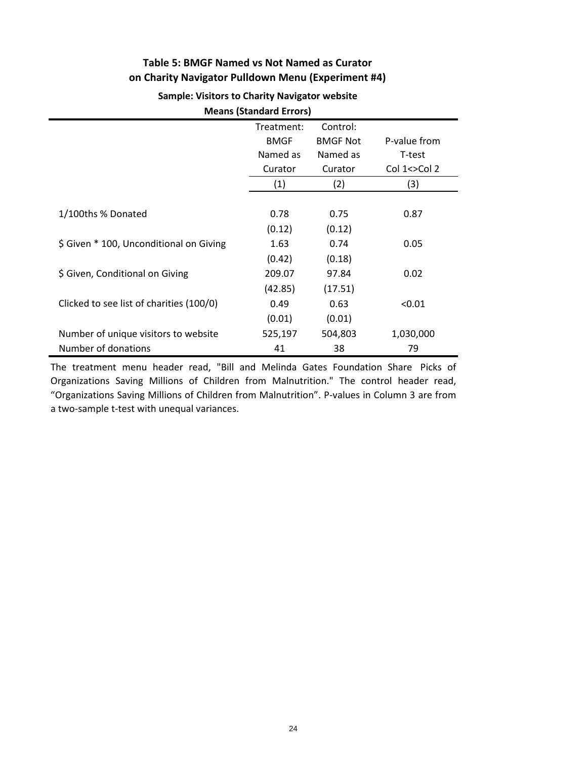## Table 5: BMGF Named vs Not Named as Curator on Charity Navigator Pulldown Menu (Experiment #4)

**Sample: Visitors to Charity Navigator website**

**Means (Standard Errors)**

| | Treatment: BMGF Named as Curator | Control: BMGF Not Named as Curator | P-value from T-test Col 1<>Col 2 |
|---|---|---|---|
| | (1) | (2) | (3) |
| 1/100ths % Donated | 0.78 | 0.75 | 0.87 |
| | (0.12) | (0.12) | |
| $ Given * 100, Unconditional on Giving | 1.63 | 0.74 | 0.05 |
| | (0.42) | (0.18) | |
| $ Given, Conditional on Giving | 209.07 | 97.84 | 0.02 |
| | (42.85) | (17.51) | |
| Clicked to see list of charities (100/0) | 0.49 | 0.63 | <0.01 |
| | (0.01) | (0.01) | |
| Number of unique visitors to website | 525,197 | 504,803 | 1,030,000 |
| Number of donations | 41 | 38 | 79 |

The treatment menu header read, "Bill and Melinda Gates Foundation Share Picks of Organizations Saving Millions of Children from Malnutrition." The control header read, "Organizations Saving Millions of Children from Malnutrition". P-values in Column 3 are from a two-sample t-test with unequal variances.